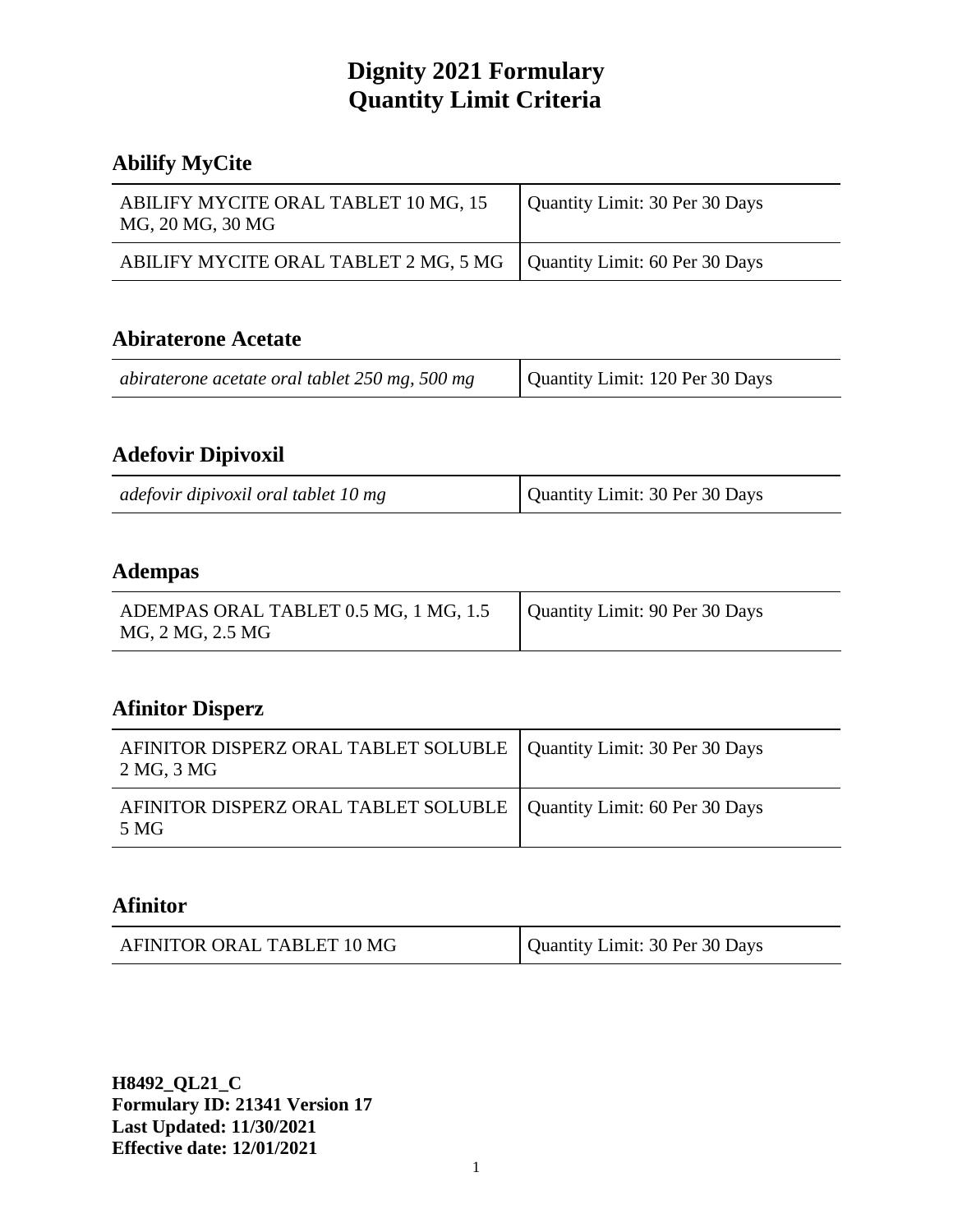# Dignity 2021 Formulary
# Quantity Limit Criteria

## Abilify MyCite

| | |
|---|---|
| ABILIFY MYCITE ORAL TABLET 10 MG, 15 MG, 20 MG, 30 MG | Quantity Limit: 30 Per 30 Days |
| ABILIFY MYCITE ORAL TABLET 2 MG, 5 MG | Quantity Limit: 60 Per 30 Days |

## Abiraterone Acetate

| | |
|---|---|
| *abiraterone acetate oral tablet 250 mg, 500 mg* | Quantity Limit: 120 Per 30 Days |

## Adefovir Dipivoxil

| | |
|---|---|
| *adefovir dipivoxil oral tablet 10 mg* | Quantity Limit: 30 Per 30 Days |

## Adempas

| | |
|---|---|
| ADEMPAS ORAL TABLET 0.5 MG, 1 MG, 1.5 MG, 2 MG, 2.5 MG | Quantity Limit: 90 Per 30 Days |

## Afinitor Disperz

| | |
|---|---|
| AFINITOR DISPERZ ORAL TABLET SOLUBLE 2 MG, 3 MG | Quantity Limit: 30 Per 30 Days |
| AFINITOR DISPERZ ORAL TABLET SOLUBLE 5 MG | Quantity Limit: 60 Per 30 Days |

## Afinitor

| | |
|---|---|
| AFINITOR ORAL TABLET 10 MG | Quantity Limit: 30 Per 30 Days |

**H8492_QL21_C**
**Formulary ID: 21341 Version 17**
**Last Updated: 11/30/2021**
**Effective date: 12/01/2021**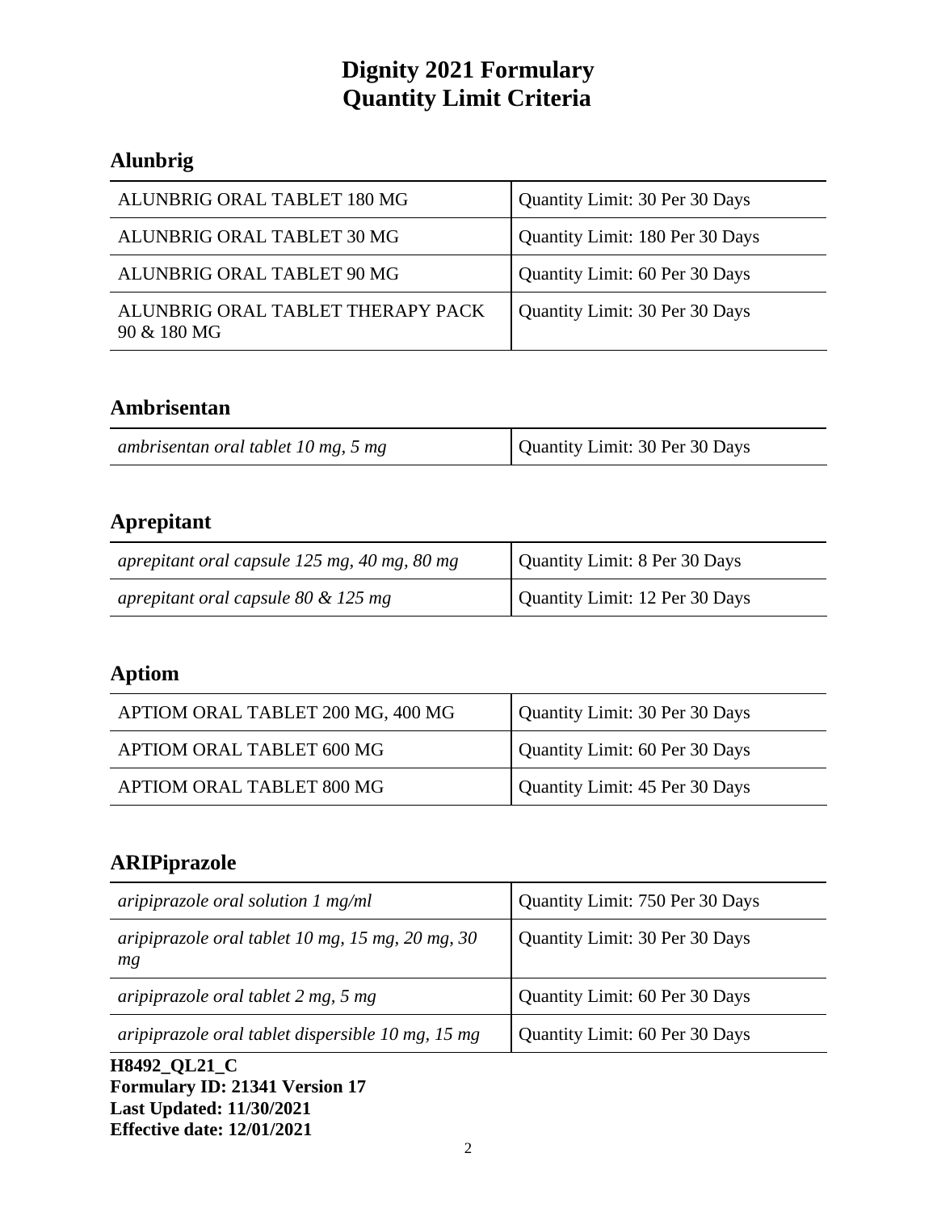# Dignity 2021 Formulary
# Quantity Limit Criteria

## Alunbrig

| | |
|---|---|
| ALUNBRIG ORAL TABLET 180 MG | Quantity Limit: 30 Per 30 Days |
| ALUNBRIG ORAL TABLET 30 MG | Quantity Limit: 180 Per 30 Days |
| ALUNBRIG ORAL TABLET 90 MG | Quantity Limit: 60 Per 30 Days |
| ALUNBRIG ORAL TABLET THERAPY PACK 90 & 180 MG | Quantity Limit: 30 Per 30 Days |

## Ambrisentan

| | |
|---|---|
| *ambrisentan oral tablet 10 mg, 5 mg* | Quantity Limit: 30 Per 30 Days |

## Aprepitant

| | |
|---|---|
| *aprepitant oral capsule 125 mg, 40 mg, 80 mg* | Quantity Limit: 8 Per 30 Days |
| *aprepitant oral capsule 80 & 125 mg* | Quantity Limit: 12 Per 30 Days |

## Aptiom

| | |
|---|---|
| APTIOM ORAL TABLET 200 MG, 400 MG | Quantity Limit: 30 Per 30 Days |
| APTIOM ORAL TABLET 600 MG | Quantity Limit: 60 Per 30 Days |
| APTIOM ORAL TABLET 800 MG | Quantity Limit: 45 Per 30 Days |

## ARIPiprazole

| | |
|---|---|
| *aripiprazole oral solution 1 mg/ml* | Quantity Limit: 750 Per 30 Days |
| *aripiprazole oral tablet 10 mg, 15 mg, 20 mg, 30 mg* | Quantity Limit: 30 Per 30 Days |
| *aripiprazole oral tablet 2 mg, 5 mg* | Quantity Limit: 60 Per 30 Days |
| *aripiprazole oral tablet dispersible 10 mg, 15 mg* | Quantity Limit: 60 Per 30 Days |

**H8492_QL21_C**
**Formulary ID: 21341 Version 17**
**Last Updated: 11/30/2021**
**Effective date: 12/01/2021**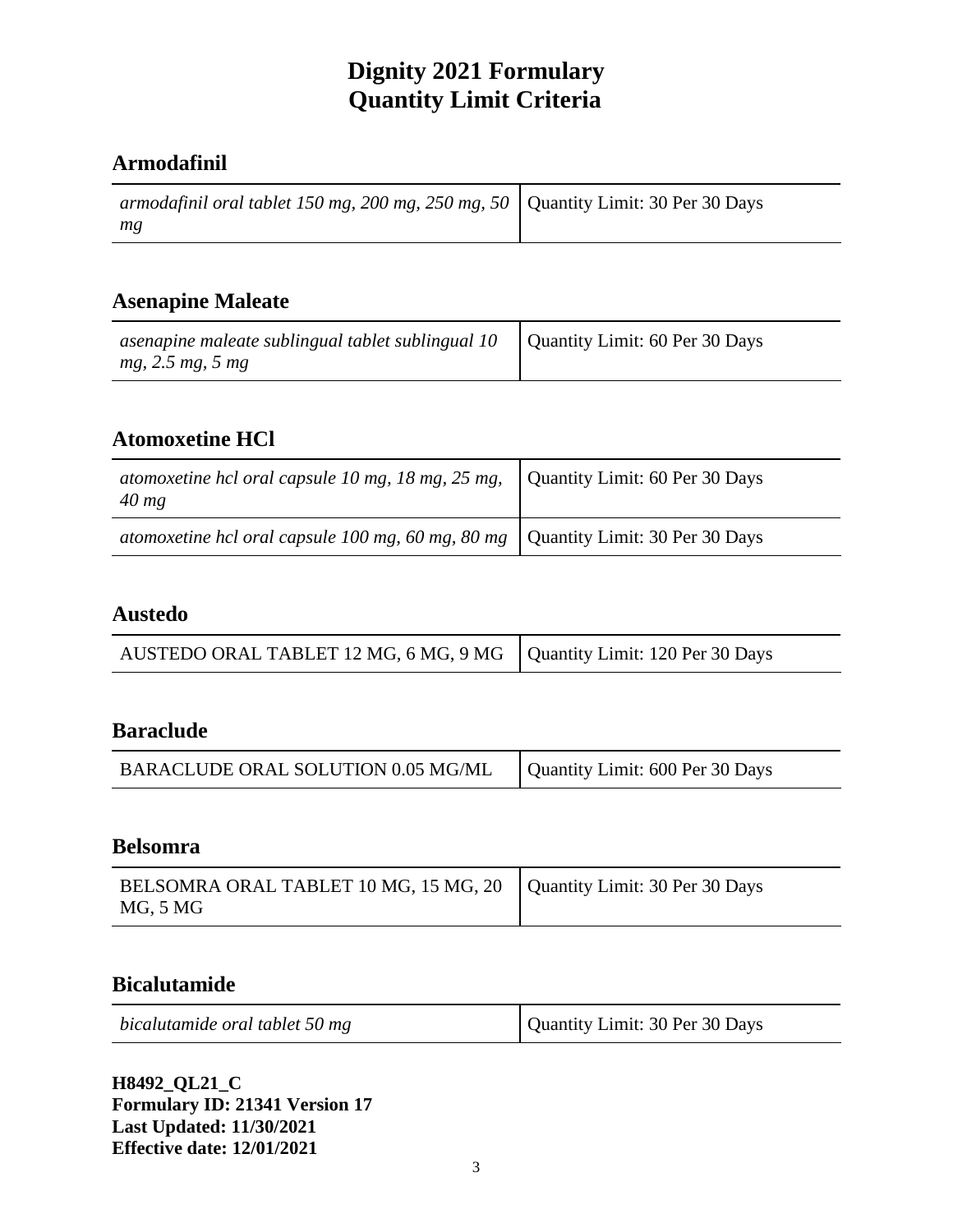# Dignity 2021 Formulary
# Quantity Limit Criteria

## Armodafinil

| | |
|---|---|
| *armodafinil oral tablet 150 mg, 200 mg, 250 mg, 50 mg* | Quantity Limit: 30 Per 30 Days |

## Asenapine Maleate

| | |
|---|---|
| *asenapine maleate sublingual tablet sublingual 10 mg, 2.5 mg, 5 mg* | Quantity Limit: 60 Per 30 Days |

## Atomoxetine HCl

| | |
|---|---|
| *atomoxetine hcl oral capsule 10 mg, 18 mg, 25 mg, 40 mg* | Quantity Limit: 60 Per 30 Days |
| *atomoxetine hcl oral capsule 100 mg, 60 mg, 80 mg* | Quantity Limit: 30 Per 30 Days |

## Austedo

| | |
|---|---|
| AUSTEDO ORAL TABLET 12 MG, 6 MG, 9 MG | Quantity Limit: 120 Per 30 Days |

## Baraclude

| | |
|---|---|
| BARACLUDE ORAL SOLUTION 0.05 MG/ML | Quantity Limit: 600 Per 30 Days |

## Belsomra

| | |
|---|---|
| BELSOMRA ORAL TABLET 10 MG, 15 MG, 20 MG, 5 MG | Quantity Limit: 30 Per 30 Days |

## Bicalutamide

| | |
|---|---|
| *bicalutamide oral tablet 50 mg* | Quantity Limit: 30 Per 30 Days |

**H8492_QL21_C**
**Formulary ID: 21341 Version 17**
**Last Updated: 11/30/2021**
**Effective date: 12/01/2021**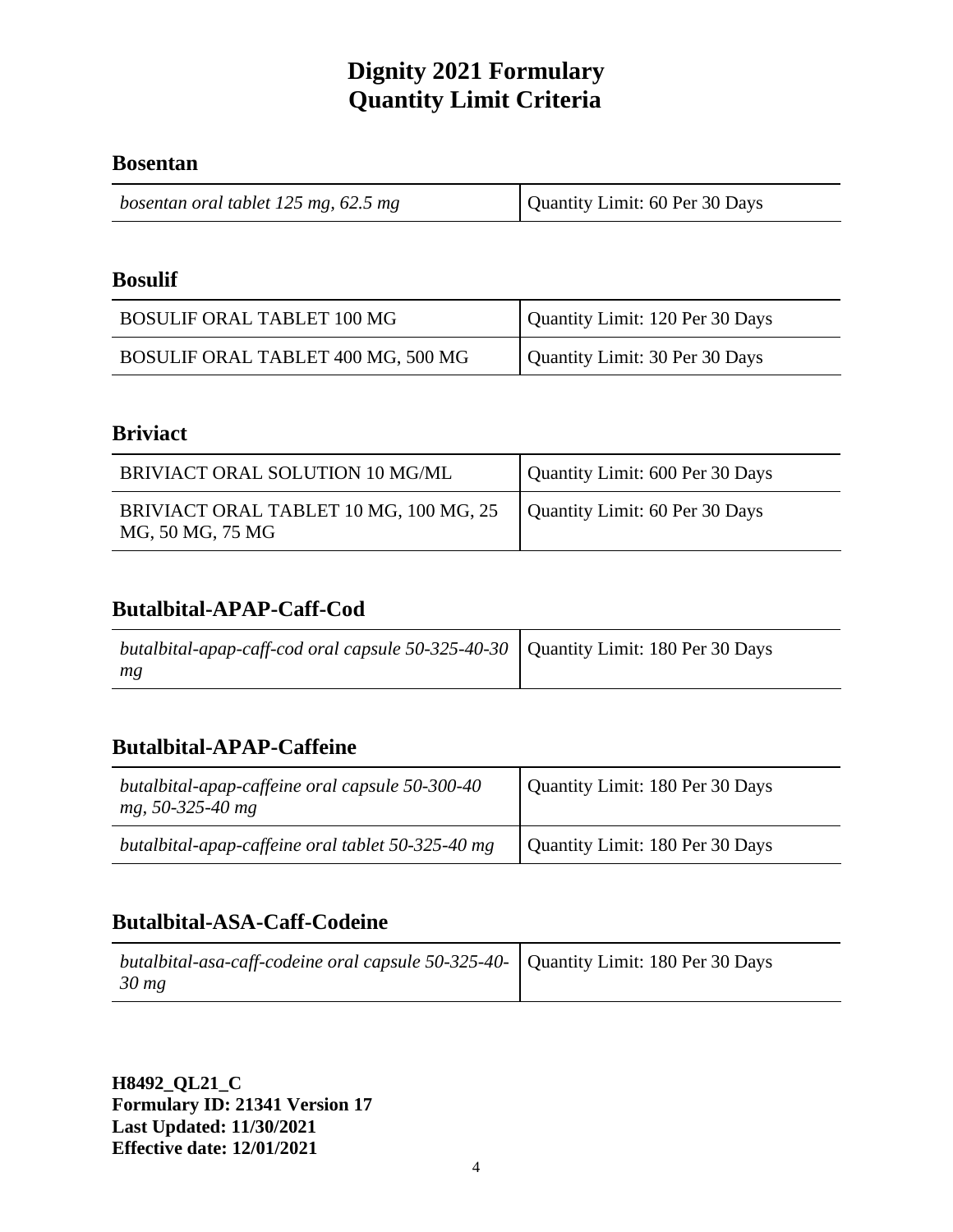# Dignity 2021 Formulary
# Quantity Limit Criteria

## Bosentan

| | |
|---|---|
| *bosentan oral tablet 125 mg, 62.5 mg* | Quantity Limit: 60 Per 30 Days |

## Bosulif

| | |
|---|---|
| BOSULIF ORAL TABLET 100 MG | Quantity Limit: 120 Per 30 Days |
| BOSULIF ORAL TABLET 400 MG, 500 MG | Quantity Limit: 30 Per 30 Days |

## Briviact

| | |
|---|---|
| BRIVIACT ORAL SOLUTION 10 MG/ML | Quantity Limit: 600 Per 30 Days |
| BRIVIACT ORAL TABLET 10 MG, 100 MG, 25 MG, 50 MG, 75 MG | Quantity Limit: 60 Per 30 Days |

## Butalbital-APAP-Caff-Cod

| | |
|---|---|
| *butalbital-apap-caff-cod oral capsule 50-325-40-30 mg* | Quantity Limit: 180 Per 30 Days |

## Butalbital-APAP-Caffeine

| | |
|---|---|
| *butalbital-apap-caffeine oral capsule 50-300-40 mg, 50-325-40 mg* | Quantity Limit: 180 Per 30 Days |
| *butalbital-apap-caffeine oral tablet 50-325-40 mg* | Quantity Limit: 180 Per 30 Days |

## Butalbital-ASA-Caff-Codeine

| | |
|---|---|
| *butalbital-asa-caff-codeine oral capsule 50-325-40-30 mg* | Quantity Limit: 180 Per 30 Days |

**H8492_QL21_C**
**Formulary ID: 21341 Version 17**
**Last Updated: 11/30/2021**
**Effective date: 12/01/2021**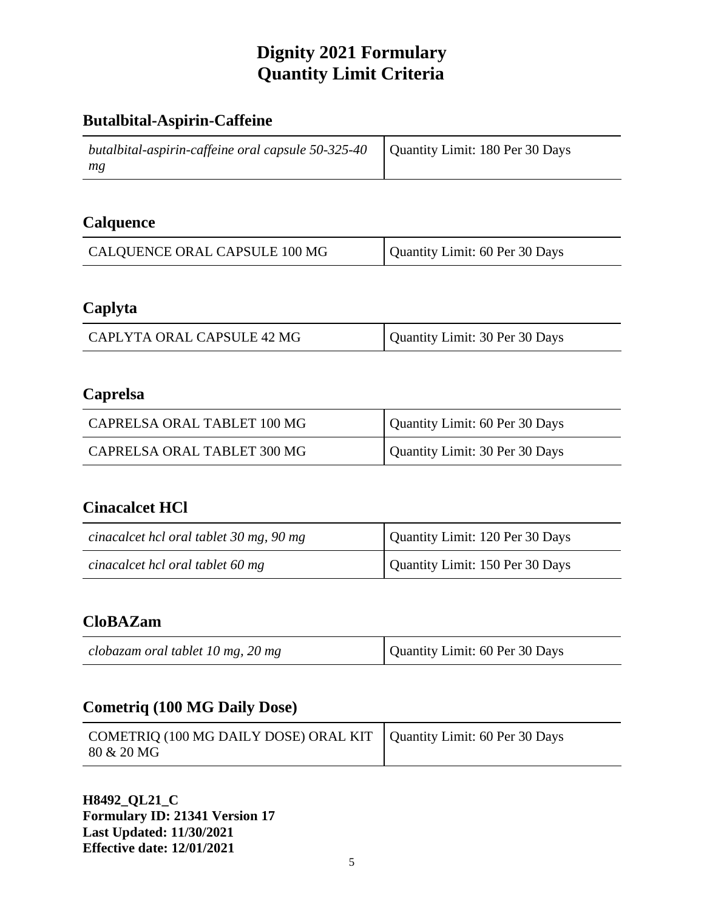# Dignity 2021 Formulary
# Quantity Limit Criteria

## Butalbital-Aspirin-Caffeine

| | |
|---|---|
| *butalbital-aspirin-caffeine oral capsule 50-325-40 mg* | Quantity Limit: 180 Per 30 Days |

## Calquence

| | |
|---|---|
| CALQUENCE ORAL CAPSULE 100 MG | Quantity Limit: 60 Per 30 Days |

## Caplyta

| | |
|---|---|
| CAPLYTA ORAL CAPSULE 42 MG | Quantity Limit: 30 Per 30 Days |

## Caprelsa

| | |
|---|---|
| CAPRELSA ORAL TABLET 100 MG | Quantity Limit: 60 Per 30 Days |
| CAPRELSA ORAL TABLET 300 MG | Quantity Limit: 30 Per 30 Days |

## Cinacalcet HCl

| | |
|---|---|
| *cinacalcet hcl oral tablet 30 mg, 90 mg* | Quantity Limit: 120 Per 30 Days |
| *cinacalcet hcl oral tablet 60 mg* | Quantity Limit: 150 Per 30 Days |

## CloBAZam

| | |
|---|---|
| *clobazam oral tablet 10 mg, 20 mg* | Quantity Limit: 60 Per 30 Days |

## Cometriq (100 MG Daily Dose)

| | |
|---|---|
| COMETRIQ (100 MG DAILY DOSE) ORAL KIT 80 & 20 MG | Quantity Limit: 60 Per 30 Days |

**H8492_QL21_C**
**Formulary ID: 21341 Version 17**
**Last Updated: 11/30/2021**
**Effective date: 12/01/2021**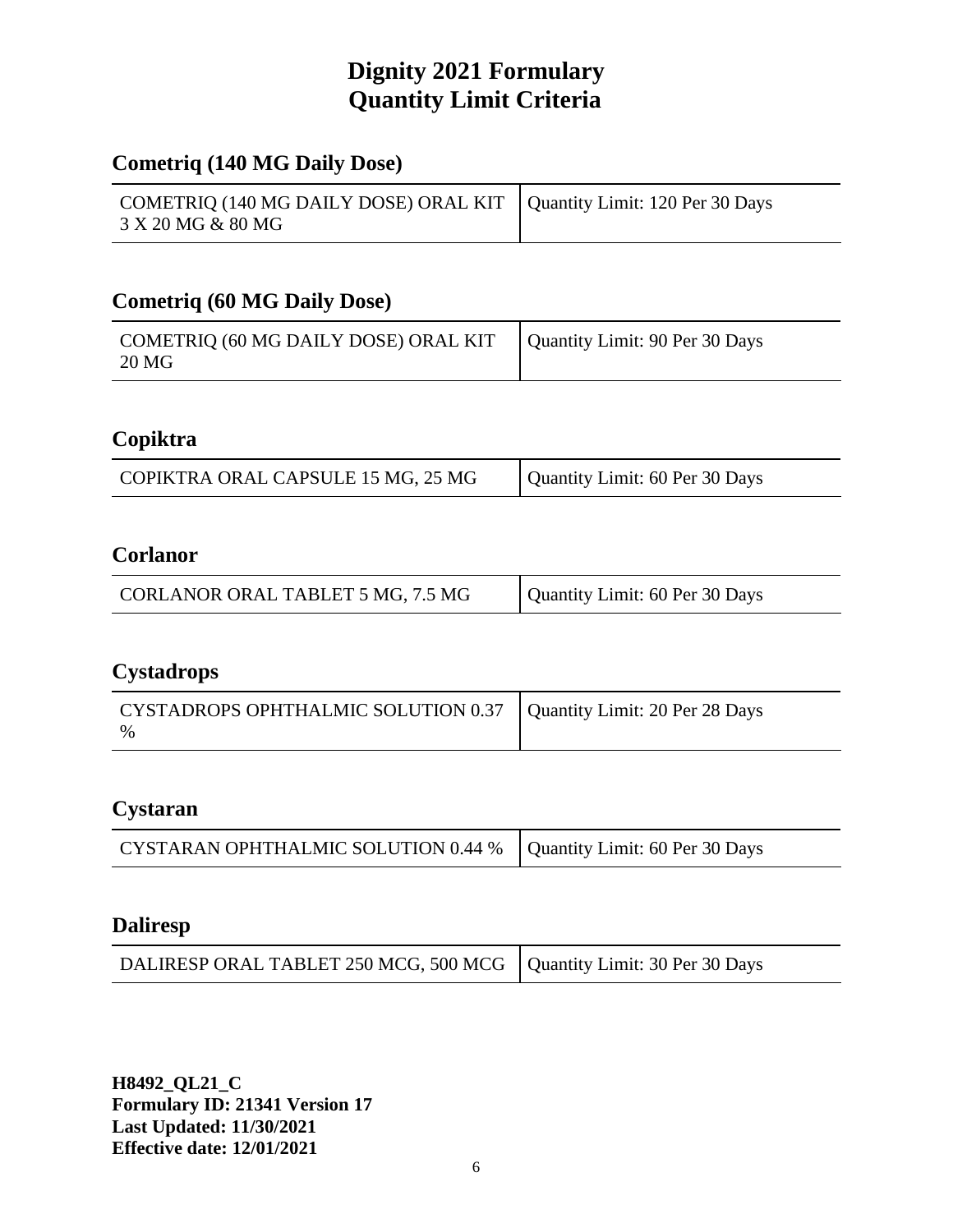# Dignity 2021 Formulary
# Quantity Limit Criteria

## Cometriq (140 MG Daily Dose)

| | |
|---|---|
| COMETRIQ (140 MG DAILY DOSE) ORAL KIT 3 X 20 MG & 80 MG | Quantity Limit: 120 Per 30 Days |

## Cometriq (60 MG Daily Dose)

| | |
|---|---|
| COMETRIQ (60 MG DAILY DOSE) ORAL KIT 20 MG | Quantity Limit: 90 Per 30 Days |

## Copiktra

| | |
|---|---|
| COPIKTRA ORAL CAPSULE 15 MG, 25 MG | Quantity Limit: 60 Per 30 Days |

## Corlanor

| | |
|---|---|
| CORLANOR ORAL TABLET 5 MG, 7.5 MG | Quantity Limit: 60 Per 30 Days |

## Cystadrops

| | |
|---|---|
| CYSTADROPS OPHTHALMIC SOLUTION 0.37 % | Quantity Limit: 20 Per 28 Days |

## Cystaran

| | |
|---|---|
| CYSTARAN OPHTHALMIC SOLUTION 0.44 % | Quantity Limit: 60 Per 30 Days |

## Daliresp

| | |
|---|---|
| DALIRESP ORAL TABLET 250 MCG, 500 MCG | Quantity Limit: 30 Per 30 Days |

**H8492_QL21_C**
**Formulary ID: 21341 Version 17**
**Last Updated: 11/30/2021**
**Effective date: 12/01/2021**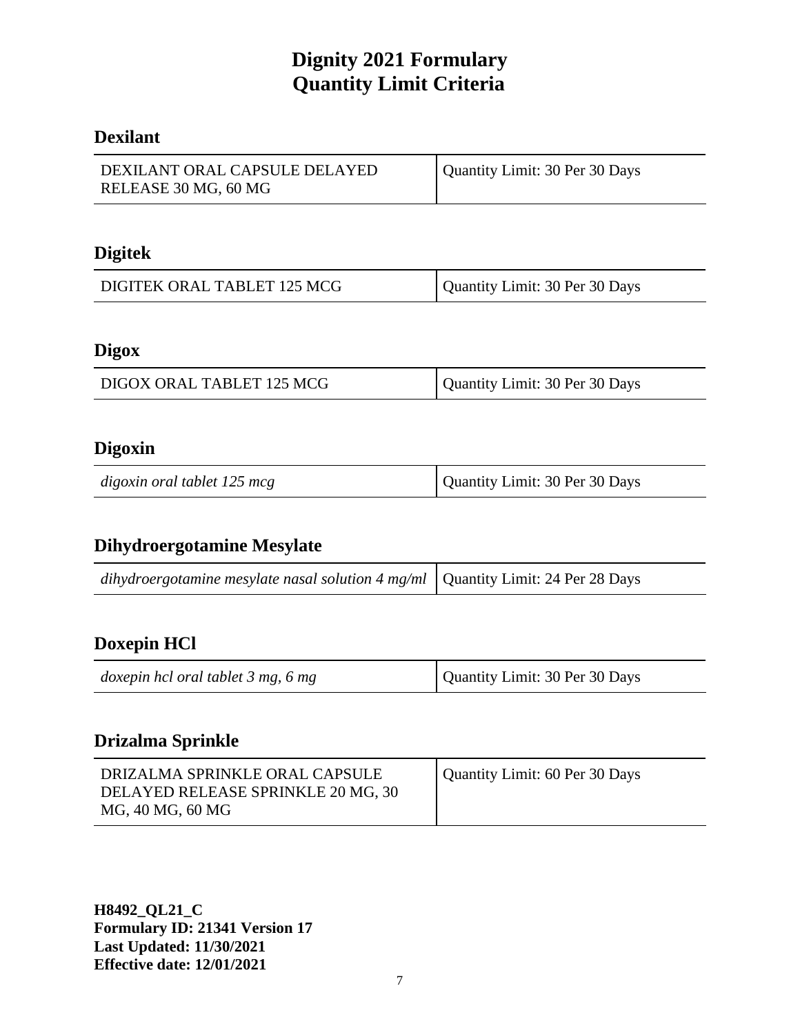## Dexilant

| DEXILANT ORAL CAPSULE DELAYED RELEASE 30 MG, 60 MG | Quantity Limit: 30 Per 30 Days |
|---|---|

## Digitek

| DIGITEK ORAL TABLET 125 MCG | Quantity Limit: 30 Per 30 Days |
|---|---|

## Digox

| DIGOX ORAL TABLET 125 MCG | Quantity Limit: 30 Per 30 Days |
|---|---|

## Digoxin

| *digoxin oral tablet 125 mcg* | Quantity Limit: 30 Per 30 Days |
|---|---|

## Dihydroergotamine Mesylate

| *dihydroergotamine mesylate nasal solution 4 mg/ml* | Quantity Limit: 24 Per 28 Days |
|---|---|

## Doxepin HCl

| *doxepin hcl oral tablet 3 mg, 6 mg* | Quantity Limit: 30 Per 30 Days |
|---|---|

## Drizalma Sprinkle

| DRIZALMA SPRINKLE ORAL CAPSULE DELAYED RELEASE SPRINKLE 20 MG, 30 MG, 40 MG, 60 MG | Quantity Limit: 60 Per 30 Days |
|---|---|

**H8492_QL21_C**
**Formulary ID: 21341 Version 17**
**Last Updated: 11/30/2021**
**Effective date: 12/01/2021**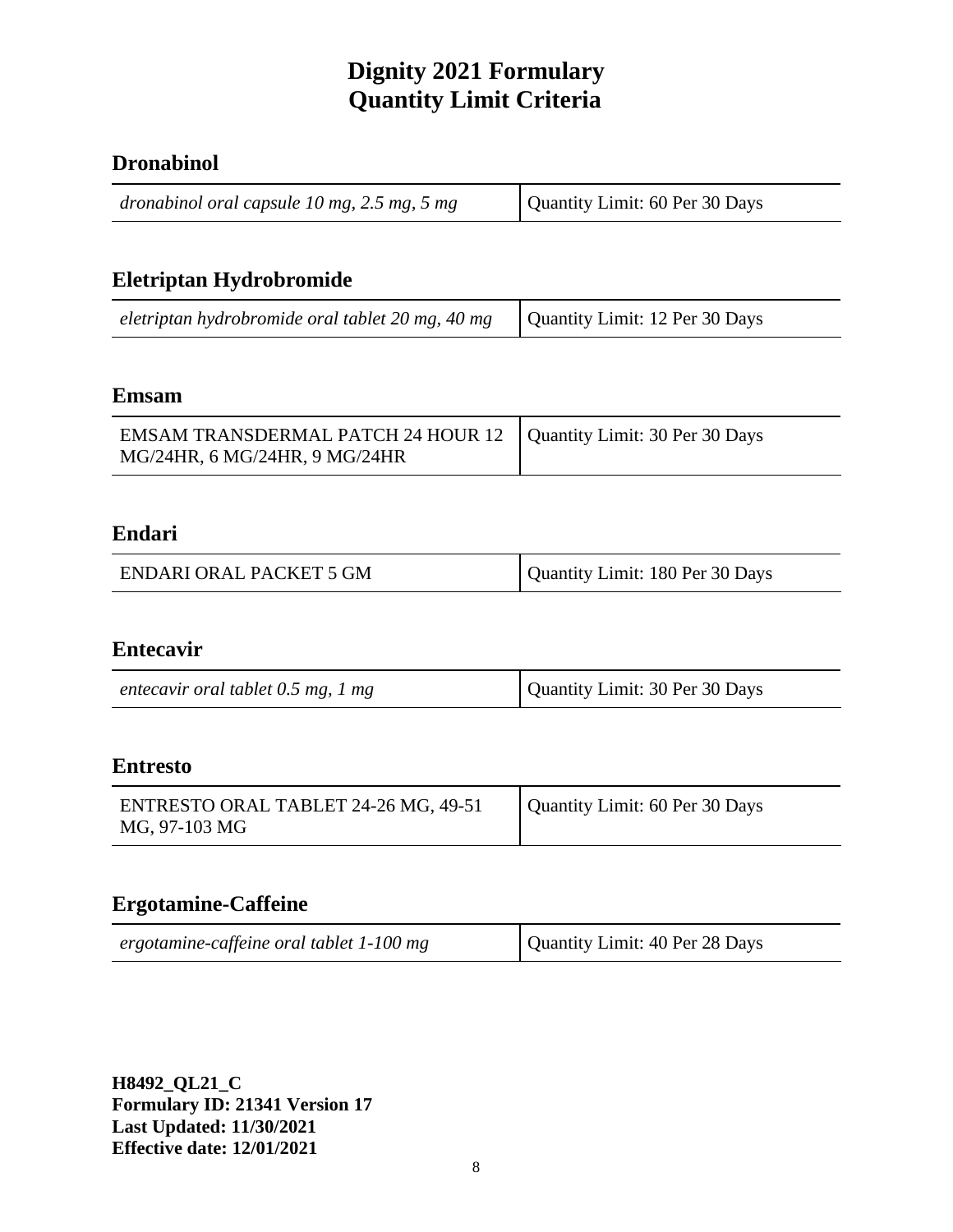# Dignity 2021 Formulary
# Quantity Limit Criteria

## Dronabinol

| | |
|---|---|
| *dronabinol oral capsule 10 mg, 2.5 mg, 5 mg* | Quantity Limit: 60 Per 30 Days |

## Eletriptan Hydrobromide

| | |
|---|---|
| *eletriptan hydrobromide oral tablet 20 mg, 40 mg* | Quantity Limit: 12 Per 30 Days |

## Emsam

| | |
|---|---|
| EMSAM TRANSDERMAL PATCH 24 HOUR 12 MG/24HR, 6 MG/24HR, 9 MG/24HR | Quantity Limit: 30 Per 30 Days |

## Endari

| | |
|---|---|
| ENDARI ORAL PACKET 5 GM | Quantity Limit: 180 Per 30 Days |

## Entecavir

| | |
|---|---|
| *entecavir oral tablet 0.5 mg, 1 mg* | Quantity Limit: 30 Per 30 Days |

## Entresto

| | |
|---|---|
| ENTRESTO ORAL TABLET 24-26 MG, 49-51 MG, 97-103 MG | Quantity Limit: 60 Per 30 Days |

## Ergotamine-Caffeine

| | |
|---|---|
| *ergotamine-caffeine oral tablet 1-100 mg* | Quantity Limit: 40 Per 28 Days |

**H8492_QL21_C**
**Formulary ID: 21341 Version 17**
**Last Updated: 11/30/2021**
**Effective date: 12/01/2021**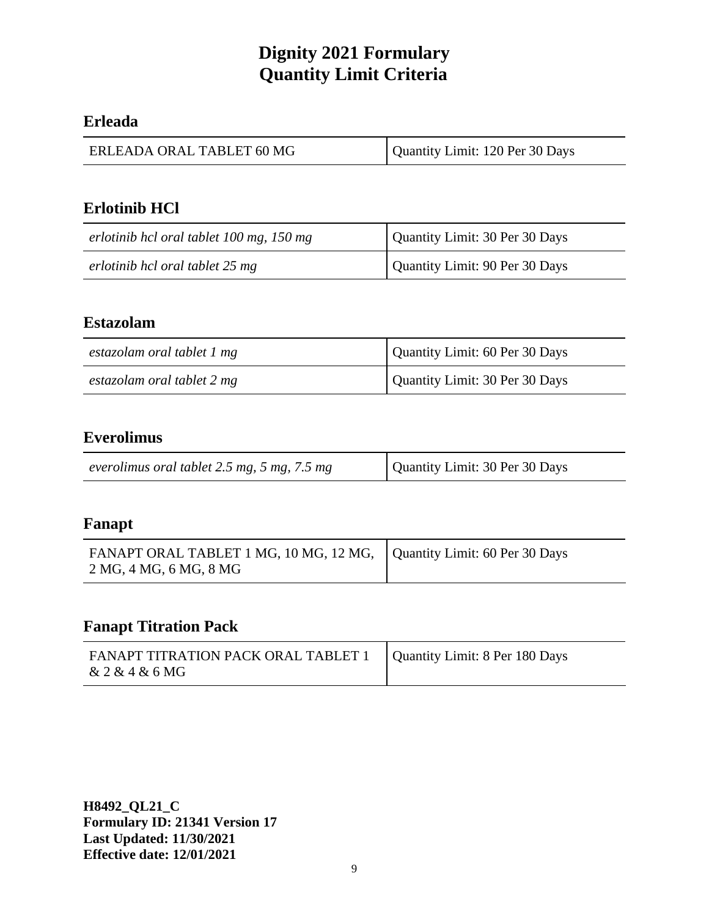# Dignity 2021 Formulary
# Quantity Limit Criteria

## Erleada

| | |
|---|---|
| ERLEADA ORAL TABLET 60 MG | Quantity Limit: 120 Per 30 Days |

## Erlotinib HCl

| | |
|---|---|
| *erlotinib hcl oral tablet 100 mg, 150 mg* | Quantity Limit: 30 Per 30 Days |
| *erlotinib hcl oral tablet 25 mg* | Quantity Limit: 90 Per 30 Days |

## Estazolam

| | |
|---|---|
| *estazolam oral tablet 1 mg* | Quantity Limit: 60 Per 30 Days |
| *estazolam oral tablet 2 mg* | Quantity Limit: 30 Per 30 Days |

## Everolimus

| | |
|---|---|
| *everolimus oral tablet 2.5 mg, 5 mg, 7.5 mg* | Quantity Limit: 30 Per 30 Days |

## Fanapt

| | |
|---|---|
| FANAPT ORAL TABLET 1 MG, 10 MG, 12 MG, 2 MG, 4 MG, 6 MG, 8 MG | Quantity Limit: 60 Per 30 Days |

## Fanapt Titration Pack

| | |
|---|---|
| FANAPT TITRATION PACK ORAL TABLET 1 & 2 & 4 & 6 MG | Quantity Limit: 8 Per 180 Days |

**H8492_QL21_C**
**Formulary ID: 21341 Version 17**
**Last Updated: 11/30/2021**
**Effective date: 12/01/2021**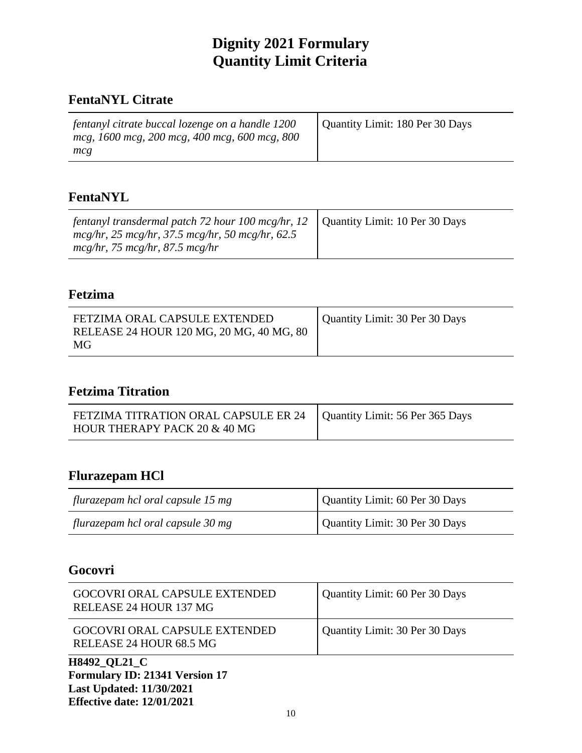# Dignity 2021 Formulary
# Quantity Limit Criteria

## FentaNYL Citrate

| | |
|---|---|
| *fentanyl citrate buccal lozenge on a handle 1200 mcg, 1600 mcg, 200 mcg, 400 mcg, 600 mcg, 800 mcg* | Quantity Limit: 180 Per 30 Days |

## FentaNYL

| | |
|---|---|
| *fentanyl transdermal patch 72 hour 100 mcg/hr, 12 mcg/hr, 25 mcg/hr, 37.5 mcg/hr, 50 mcg/hr, 62.5 mcg/hr, 75 mcg/hr, 87.5 mcg/hr* | Quantity Limit: 10 Per 30 Days |

## Fetzima

| | |
|---|---|
| FETZIMA ORAL CAPSULE EXTENDED RELEASE 24 HOUR 120 MG, 20 MG, 40 MG, 80 MG | Quantity Limit: 30 Per 30 Days |

## Fetzima Titration

| | |
|---|---|
| FETZIMA TITRATION ORAL CAPSULE ER 24 HOUR THERAPY PACK 20 & 40 MG | Quantity Limit: 56 Per 365 Days |

## Flurazepam HCl

| | |
|---|---|
| *flurazepam hcl oral capsule 15 mg* | Quantity Limit: 60 Per 30 Days |
| *flurazepam hcl oral capsule 30 mg* | Quantity Limit: 30 Per 30 Days |

## Gocovri

| | |
|---|---|
| GOCOVRI ORAL CAPSULE EXTENDED RELEASE 24 HOUR 137 MG | Quantity Limit: 60 Per 30 Days |
| GOCOVRI ORAL CAPSULE EXTENDED RELEASE 24 HOUR 68.5 MG | Quantity Limit: 30 Per 30 Days |

**H8492_QL21_C**
**Formulary ID: 21341 Version 17**
**Last Updated: 11/30/2021**
**Effective date: 12/01/2021**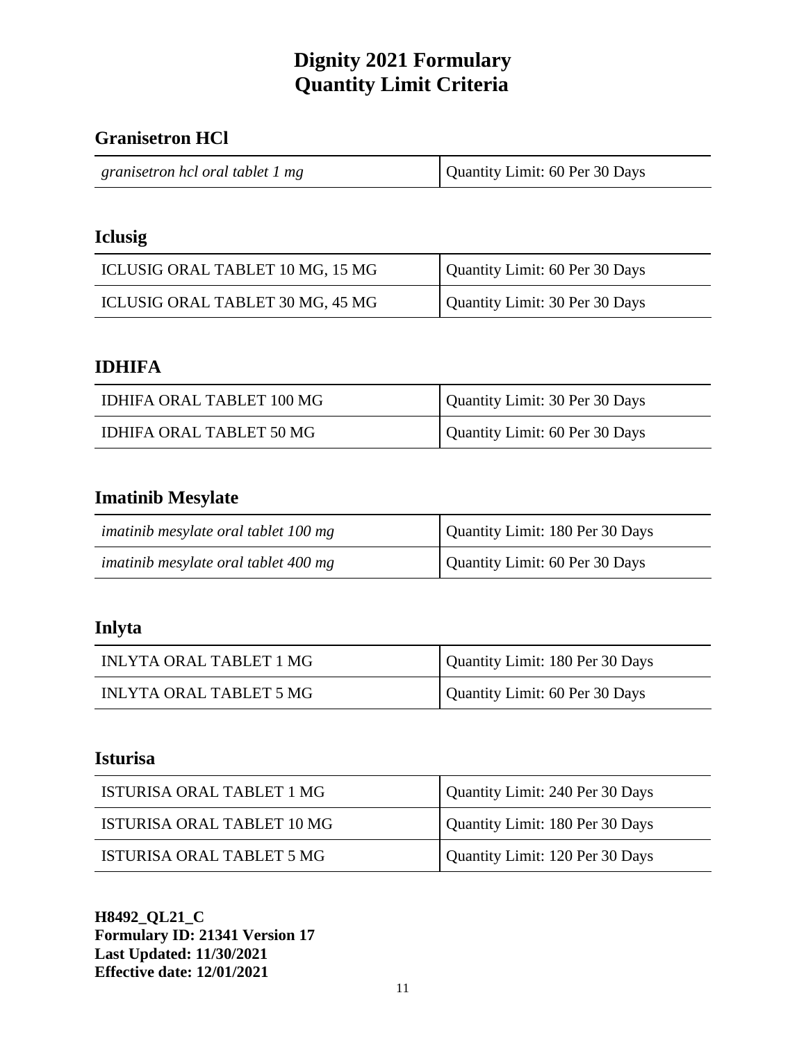# Dignity 2021 Formulary
# Quantity Limit Criteria

## Granisetron HCl

| | |
|---|---|
| *granisetron hcl oral tablet 1 mg* | Quantity Limit: 60 Per 30 Days |

## Iclusig

| | |
|---|---|
| ICLUSIG ORAL TABLET 10 MG, 15 MG | Quantity Limit: 60 Per 30 Days |
| ICLUSIG ORAL TABLET 30 MG, 45 MG | Quantity Limit: 30 Per 30 Days |

## IDHIFA

| | |
|---|---|
| IDHIFA ORAL TABLET 100 MG | Quantity Limit: 30 Per 30 Days |
| IDHIFA ORAL TABLET 50 MG | Quantity Limit: 60 Per 30 Days |

## Imatinib Mesylate

| | |
|---|---|
| *imatinib mesylate oral tablet 100 mg* | Quantity Limit: 180 Per 30 Days |
| *imatinib mesylate oral tablet 400 mg* | Quantity Limit: 60 Per 30 Days |

## Inlyta

| | |
|---|---|
| INLYTA ORAL TABLET 1 MG | Quantity Limit: 180 Per 30 Days |
| INLYTA ORAL TABLET 5 MG | Quantity Limit: 60 Per 30 Days |

## Isturisa

| | |
|---|---|
| ISTURISA ORAL TABLET 1 MG | Quantity Limit: 240 Per 30 Days |
| ISTURISA ORAL TABLET 10 MG | Quantity Limit: 180 Per 30 Days |
| ISTURISA ORAL TABLET 5 MG | Quantity Limit: 120 Per 30 Days |

**H8492_QL21_C**
**Formulary ID: 21341 Version 17**
**Last Updated: 11/30/2021**
**Effective date: 12/01/2021**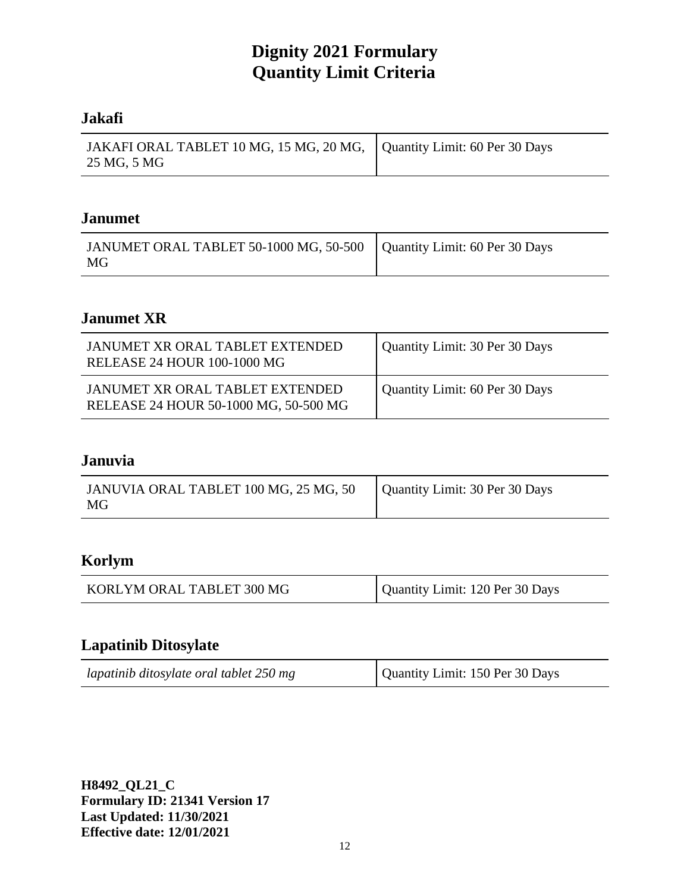# Dignity 2021 Formulary
# Quantity Limit Criteria

## Jakafi

| | |
|---|---|
| JAKAFI ORAL TABLET 10 MG, 15 MG, 20 MG, 25 MG, 5 MG | Quantity Limit: 60 Per 30 Days |

## Janumet

| | |
|---|---|
| JANUMET ORAL TABLET 50-1000 MG, 50-500 MG | Quantity Limit: 60 Per 30 Days |

## Janumet XR

| | |
|---|---|
| JANUMET XR ORAL TABLET EXTENDED RELEASE 24 HOUR 100-1000 MG | Quantity Limit: 30 Per 30 Days |
| JANUMET XR ORAL TABLET EXTENDED RELEASE 24 HOUR 50-1000 MG, 50-500 MG | Quantity Limit: 60 Per 30 Days |

## Januvia

| | |
|---|---|
| JANUVIA ORAL TABLET 100 MG, 25 MG, 50 MG | Quantity Limit: 30 Per 30 Days |

## Korlym

| | |
|---|---|
| KORLYM ORAL TABLET 300 MG | Quantity Limit: 120 Per 30 Days |

## Lapatinib Ditosylate

| | |
|---|---|
| *lapatinib ditosylate oral tablet 250 mg* | Quantity Limit: 150 Per 30 Days |

**H8492_QL21_C**
**Formulary ID: 21341 Version 17**
**Last Updated: 11/30/2021**
**Effective date: 12/01/2021**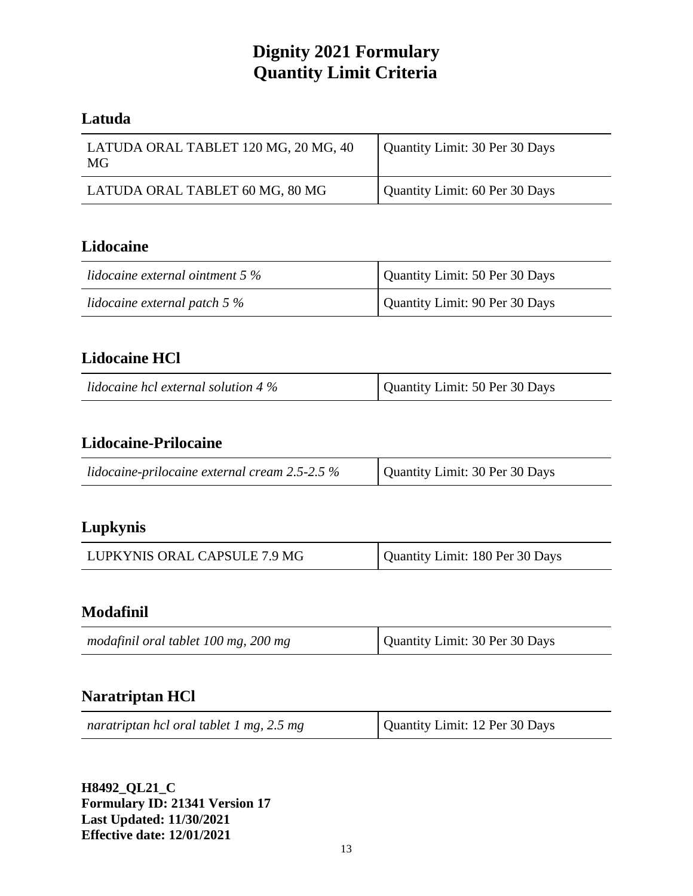# Dignity 2021 Formulary
# Quantity Limit Criteria

## Latuda

| | |
|---|---|
| LATUDA ORAL TABLET 120 MG, 20 MG, 40 MG | Quantity Limit: 30 Per 30 Days |
| LATUDA ORAL TABLET 60 MG, 80 MG | Quantity Limit: 60 Per 30 Days |

## Lidocaine

| | |
|---|---|
| *lidocaine external ointment 5 %* | Quantity Limit: 50 Per 30 Days |
| *lidocaine external patch 5 %* | Quantity Limit: 90 Per 30 Days |

## Lidocaine HCl

| | |
|---|---|
| *lidocaine hcl external solution 4 %* | Quantity Limit: 50 Per 30 Days |

## Lidocaine-Prilocaine

| | |
|---|---|
| *lidocaine-prilocaine external cream 2.5-2.5 %* | Quantity Limit: 30 Per 30 Days |

## Lupkynis

| | |
|---|---|
| LUPKYNIS ORAL CAPSULE 7.9 MG | Quantity Limit: 180 Per 30 Days |

## Modafinil

| | |
|---|---|
| *modafinil oral tablet 100 mg, 200 mg* | Quantity Limit: 30 Per 30 Days |

## Naratriptan HCl

| | |
|---|---|
| *naratriptan hcl oral tablet 1 mg, 2.5 mg* | Quantity Limit: 12 Per 30 Days |

**H8492_QL21_C**
**Formulary ID: 21341 Version 17**
**Last Updated: 11/30/2021**
**Effective date: 12/01/2021**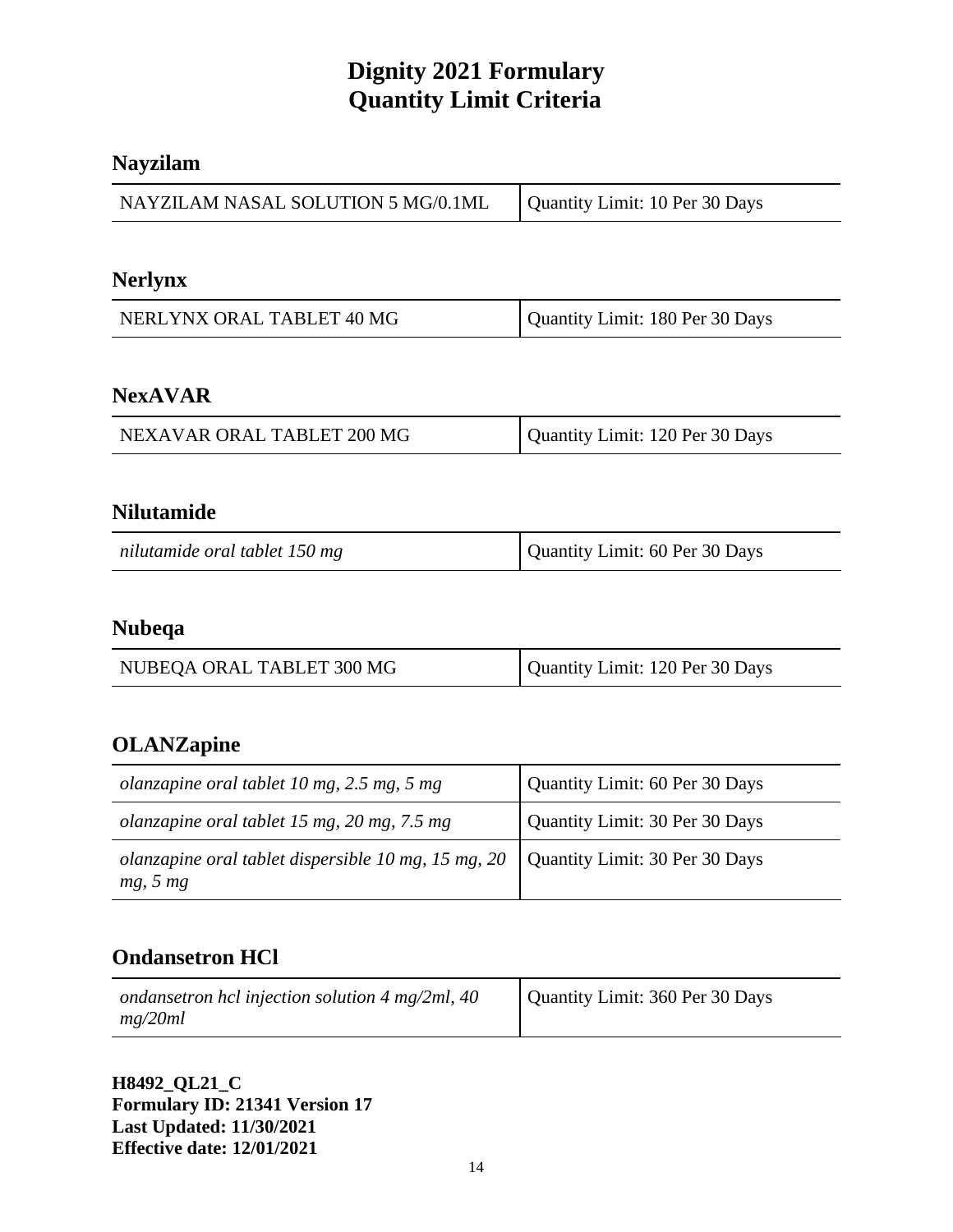# Dignity 2021 Formulary
# Quantity Limit Criteria

## Nayzilam

| NAYZILAM NASAL SOLUTION 5 MG/0.1ML | Quantity Limit: 10 Per 30 Days |
|---|---|

## Nerlynx

| NERLYNX ORAL TABLET 40 MG | Quantity Limit: 180 Per 30 Days |
|---|---|

## NexAVAR

| NEXAVAR ORAL TABLET 200 MG | Quantity Limit: 120 Per 30 Days |
|---|---|

## Nilutamide

| *nilutamide oral tablet 150 mg* | Quantity Limit: 60 Per 30 Days |
|---|---|

## Nubeqa

| NUBEQA ORAL TABLET 300 MG | Quantity Limit: 120 Per 30 Days |
|---|---|

## OLANZapine

| *olanzapine oral tablet 10 mg, 2.5 mg, 5 mg* | Quantity Limit: 60 Per 30 Days |
|---|---|
| *olanzapine oral tablet 15 mg, 20 mg, 7.5 mg* | Quantity Limit: 30 Per 30 Days |
| *olanzapine oral tablet dispersible 10 mg, 15 mg, 20 mg, 5 mg* | Quantity Limit: 30 Per 30 Days |

## Ondansetron HCl

| *ondansetron hcl injection solution 4 mg/2ml, 40 mg/20ml* | Quantity Limit: 360 Per 30 Days |
|---|---|

**H8492_QL21_C**
**Formulary ID: 21341 Version 17**
**Last Updated: 11/30/2021**
**Effective date: 12/01/2021**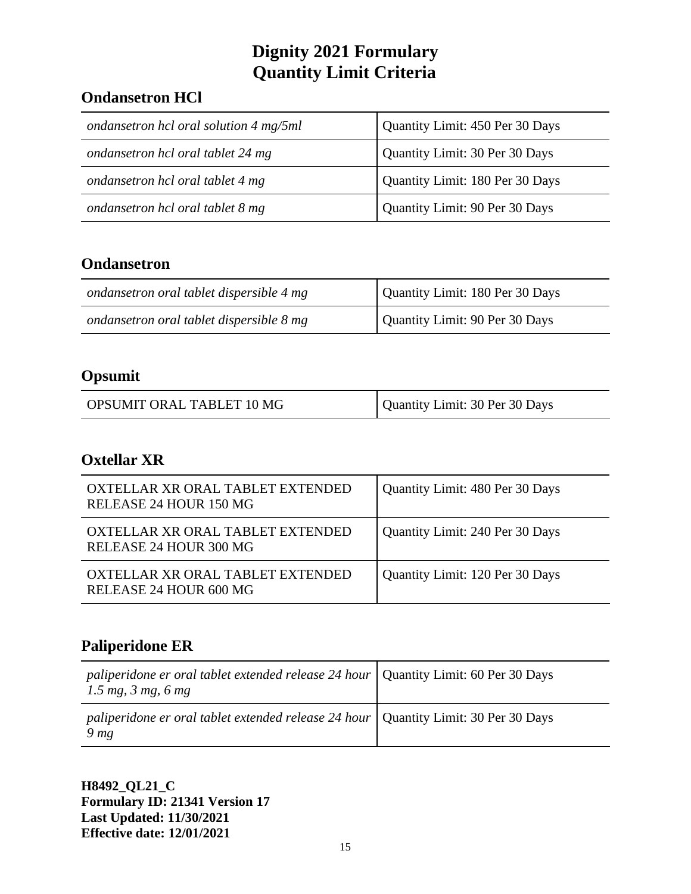# Dignity 2021 Formulary
# Quantity Limit Criteria

## Ondansetron HCl

| | |
|---|---|
| *ondansetron hcl oral solution 4 mg/5ml* | Quantity Limit: 450 Per 30 Days |
| *ondansetron hcl oral tablet 24 mg* | Quantity Limit: 30 Per 30 Days |
| *ondansetron hcl oral tablet 4 mg* | Quantity Limit: 180 Per 30 Days |
| *ondansetron hcl oral tablet 8 mg* | Quantity Limit: 90 Per 30 Days |

## Ondansetron

| | |
|---|---|
| *ondansetron oral tablet dispersible 4 mg* | Quantity Limit: 180 Per 30 Days |
| *ondansetron oral tablet dispersible 8 mg* | Quantity Limit: 90 Per 30 Days |

## Opsumit

| | |
|---|---|
| OPSUMIT ORAL TABLET 10 MG | Quantity Limit: 30 Per 30 Days |

## Oxtellar XR

| | |
|---|---|
| OXTELLAR XR ORAL TABLET EXTENDED RELEASE 24 HOUR 150 MG | Quantity Limit: 480 Per 30 Days |
| OXTELLAR XR ORAL TABLET EXTENDED RELEASE 24 HOUR 300 MG | Quantity Limit: 240 Per 30 Days |
| OXTELLAR XR ORAL TABLET EXTENDED RELEASE 24 HOUR 600 MG | Quantity Limit: 120 Per 30 Days |

## Paliperidone ER

| | |
|---|---|
| *paliperidone er oral tablet extended release 24 hour 1.5 mg, 3 mg, 6 mg* | Quantity Limit: 60 Per 30 Days |
| *paliperidone er oral tablet extended release 24 hour 9 mg* | Quantity Limit: 30 Per 30 Days |

**H8492_QL21_C**
**Formulary ID: 21341 Version 17**
**Last Updated: 11/30/2021**
**Effective date: 12/01/2021**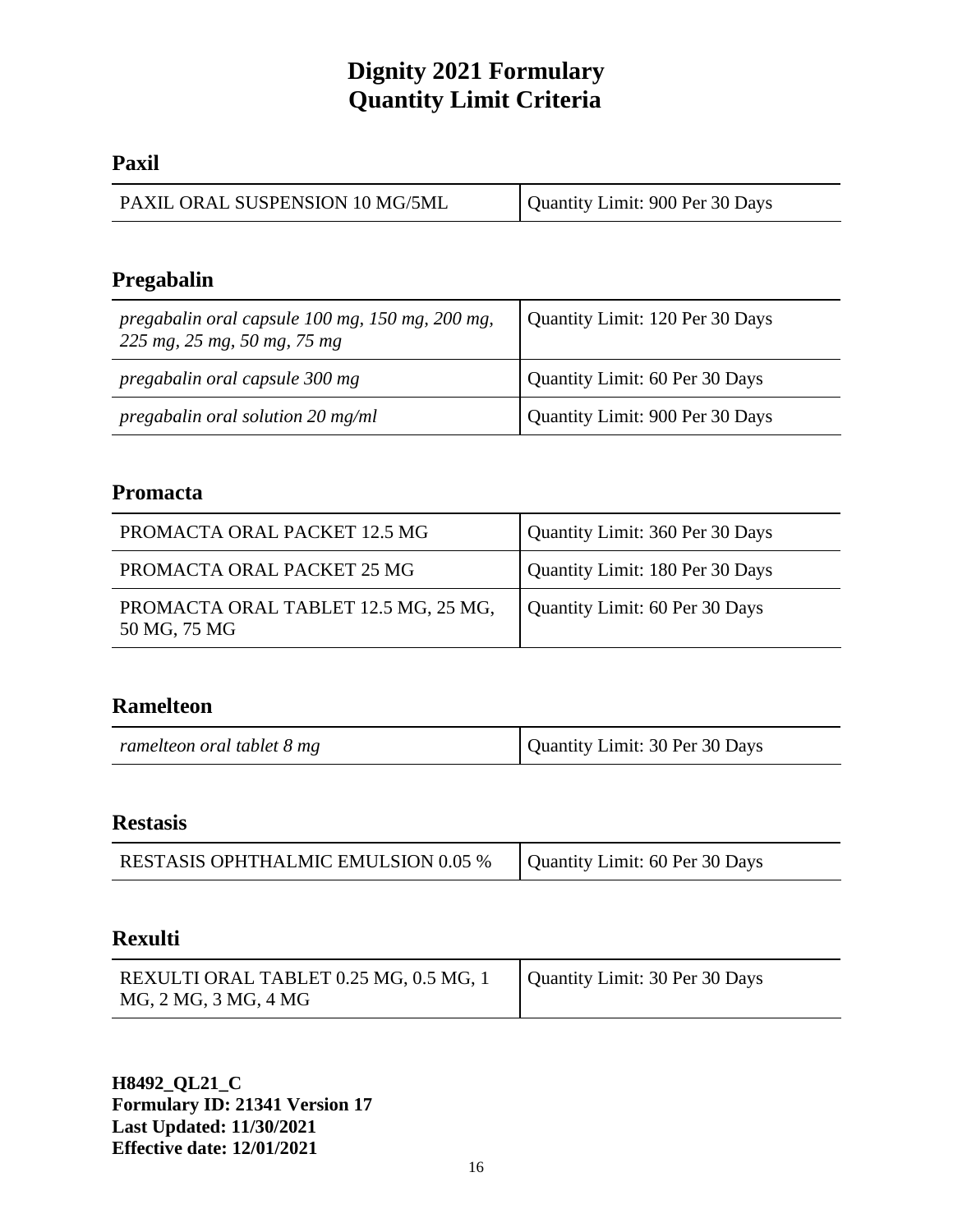# Dignity 2021 Formulary
# Quantity Limit Criteria

## Paxil

| | |
|---|---|
| PAXIL ORAL SUSPENSION 10 MG/5ML | Quantity Limit: 900 Per 30 Days |

## Pregabalin

| | |
|---|---|
| *pregabalin oral capsule 100 mg, 150 mg, 200 mg, 225 mg, 25 mg, 50 mg, 75 mg* | Quantity Limit: 120 Per 30 Days |
| *pregabalin oral capsule 300 mg* | Quantity Limit: 60 Per 30 Days |
| *pregabalin oral solution 20 mg/ml* | Quantity Limit: 900 Per 30 Days |

## Promacta

| | |
|---|---|
| PROMACTA ORAL PACKET 12.5 MG | Quantity Limit: 360 Per 30 Days |
| PROMACTA ORAL PACKET 25 MG | Quantity Limit: 180 Per 30 Days |
| PROMACTA ORAL TABLET 12.5 MG, 25 MG, 50 MG, 75 MG | Quantity Limit: 60 Per 30 Days |

## Ramelteon

| | |
|---|---|
| *ramelteon oral tablet 8 mg* | Quantity Limit: 30 Per 30 Days |

## Restasis

| | |
|---|---|
| RESTASIS OPHTHALMIC EMULSION 0.05 % | Quantity Limit: 60 Per 30 Days |

## Rexulti

| | |
|---|---|
| REXULTI ORAL TABLET 0.25 MG, 0.5 MG, 1 MG, 2 MG, 3 MG, 4 MG | Quantity Limit: 30 Per 30 Days |

**H8492_QL21_C**
**Formulary ID: 21341 Version 17**
**Last Updated: 11/30/2021**
**Effective date: 12/01/2021**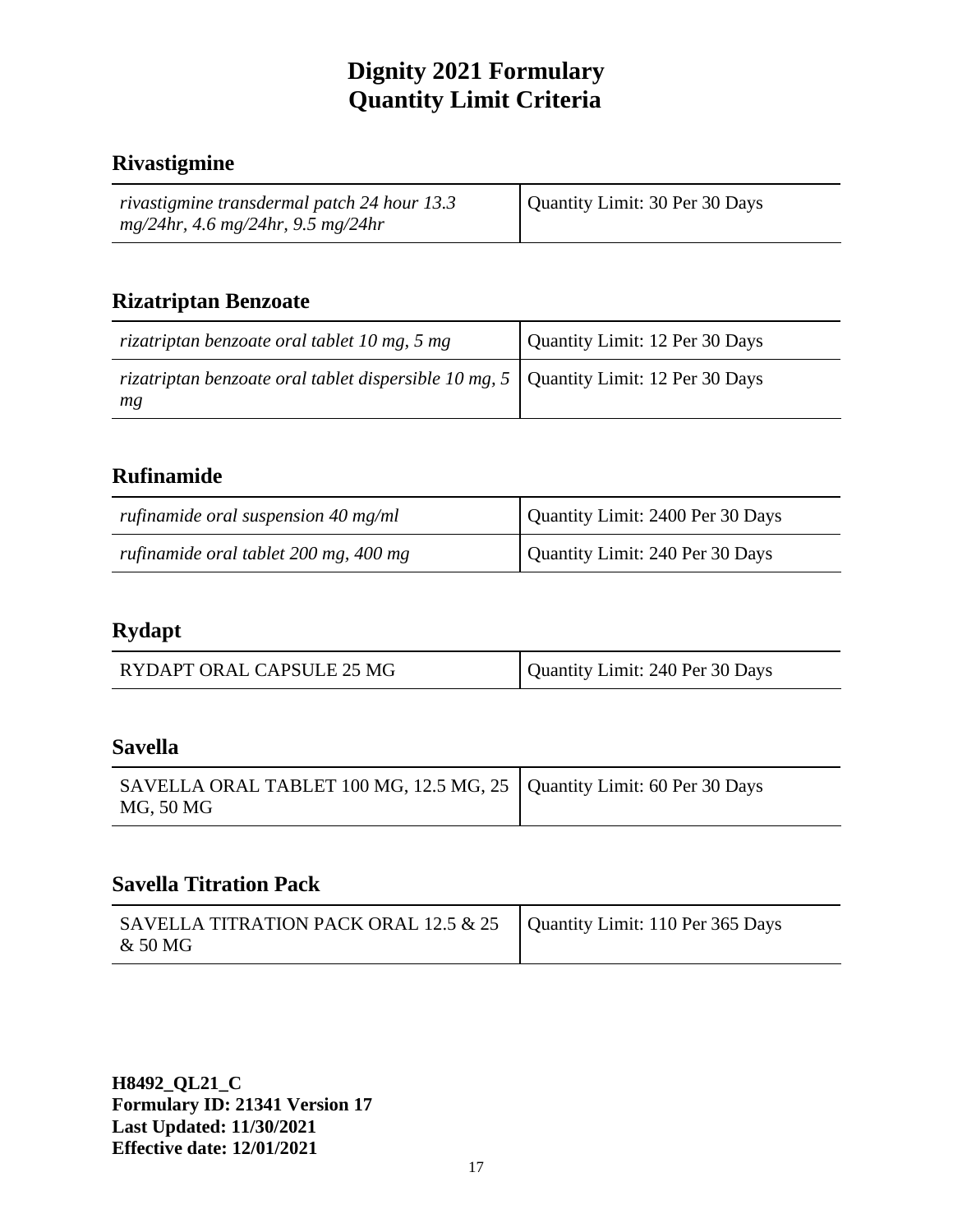# Dignity 2021 Formulary
# Quantity Limit Criteria

## Rivastigmine

| | |
|---|---|
| *rivastigmine transdermal patch 24 hour 13.3 mg/24hr, 4.6 mg/24hr, 9.5 mg/24hr* | Quantity Limit: 30 Per 30 Days |

## Rizatriptan Benzoate

| | |
|---|---|
| *rizatriptan benzoate oral tablet 10 mg, 5 mg* | Quantity Limit: 12 Per 30 Days |
| *rizatriptan benzoate oral tablet dispersible 10 mg, 5 mg* | Quantity Limit: 12 Per 30 Days |

## Rufinamide

| | |
|---|---|
| *rufinamide oral suspension 40 mg/ml* | Quantity Limit: 2400 Per 30 Days |
| *rufinamide oral tablet 200 mg, 400 mg* | Quantity Limit: 240 Per 30 Days |

## Rydapt

| | |
|---|---|
| RYDAPT ORAL CAPSULE 25 MG | Quantity Limit: 240 Per 30 Days |

## Savella

| | |
|---|---|
| SAVELLA ORAL TABLET 100 MG, 12.5 MG, 25 MG, 50 MG | Quantity Limit: 60 Per 30 Days |

## Savella Titration Pack

| | |
|---|---|
| SAVELLA TITRATION PACK ORAL 12.5 & 25 & 50 MG | Quantity Limit: 110 Per 365 Days |

**H8492_QL21_C**
**Formulary ID: 21341 Version 17**
**Last Updated: 11/30/2021**
**Effective date: 12/01/2021**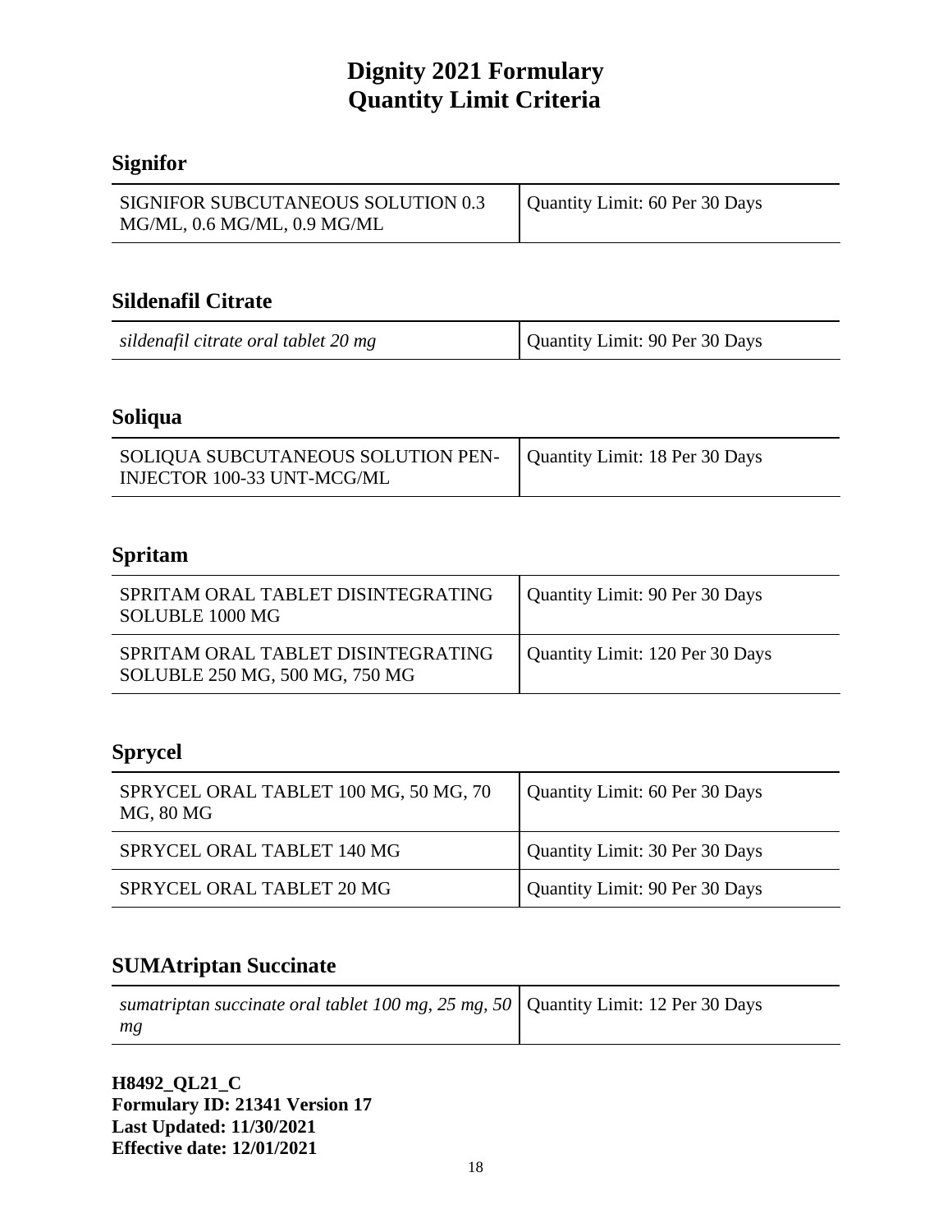# Dignity 2021 Formulary
# Quantity Limit Criteria

## Signifor

| | |
|---|---|
| SIGNIFOR SUBCUTANEOUS SOLUTION 0.3 MG/ML, 0.6 MG/ML, 0.9 MG/ML | Quantity Limit: 60 Per 30 Days |

## Sildenafil Citrate

| | |
|---|---|
| *sildenafil citrate oral tablet 20 mg* | Quantity Limit: 90 Per 30 Days |

## Soliqua

| | |
|---|---|
| SOLIQUA SUBCUTANEOUS SOLUTION PEN-INJECTOR 100-33 UNT-MCG/ML | Quantity Limit: 18 Per 30 Days |

## Spritam

| | |
|---|---|
| SPRITAM ORAL TABLET DISINTEGRATING SOLUBLE 1000 MG | Quantity Limit: 90 Per 30 Days |
| SPRITAM ORAL TABLET DISINTEGRATING SOLUBLE 250 MG, 500 MG, 750 MG | Quantity Limit: 120 Per 30 Days |

## Sprycel

| | |
|---|---|
| SPRYCEL ORAL TABLET 100 MG, 50 MG, 70 MG, 80 MG | Quantity Limit: 60 Per 30 Days |
| SPRYCEL ORAL TABLET 140 MG | Quantity Limit: 30 Per 30 Days |
| SPRYCEL ORAL TABLET 20 MG | Quantity Limit: 90 Per 30 Days |

## SUMAtriptan Succinate

| | |
|---|---|
| *sumatriptan succinate oral tablet 100 mg, 25 mg, 50 mg* | Quantity Limit: 12 Per 30 Days |

**H8492_QL21_C**
**Formulary ID: 21341 Version 17**
**Last Updated: 11/30/2021**
**Effective date: 12/01/2021**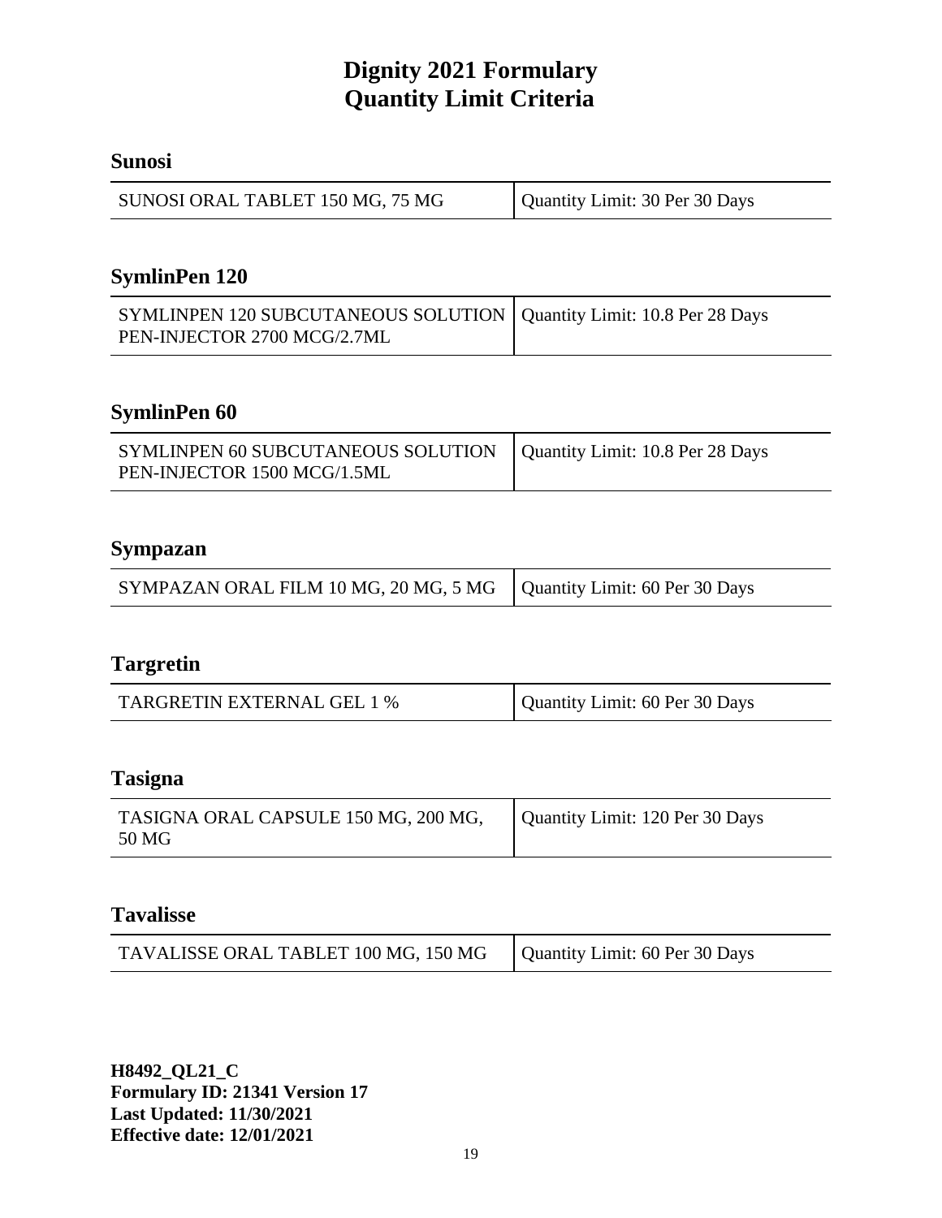# Dignity 2021 Formulary
# Quantity Limit Criteria

## Sunosi

| SUNOSI ORAL TABLET 150 MG, 75 MG | Quantity Limit: 30 Per 30 Days |
|---|---|

## SymlinPen 120

| SYMLINPEN 120 SUBCUTANEOUS SOLUTION PEN-INJECTOR 2700 MCG/2.7ML | Quantity Limit: 10.8 Per 28 Days |
|---|---|

## SymlinPen 60

| SYMLINPEN 60 SUBCUTANEOUS SOLUTION PEN-INJECTOR 1500 MCG/1.5ML | Quantity Limit: 10.8 Per 28 Days |
|---|---|

## Sympazan

| SYMPAZAN ORAL FILM 10 MG, 20 MG, 5 MG | Quantity Limit: 60 Per 30 Days |
|---|---|

## Targretin

| TARGRETIN EXTERNAL GEL 1 % | Quantity Limit: 60 Per 30 Days |
|---|---|

## Tasigna

| TASIGNA ORAL CAPSULE 150 MG, 200 MG, 50 MG | Quantity Limit: 120 Per 30 Days |
|---|---|

## Tavalisse

| TAVALISSE ORAL TABLET 100 MG, 150 MG | Quantity Limit: 60 Per 30 Days |
|---|---|

**H8492_QL21_C**
**Formulary ID: 21341 Version 17**
**Last Updated: 11/30/2021**
**Effective date: 12/01/2021**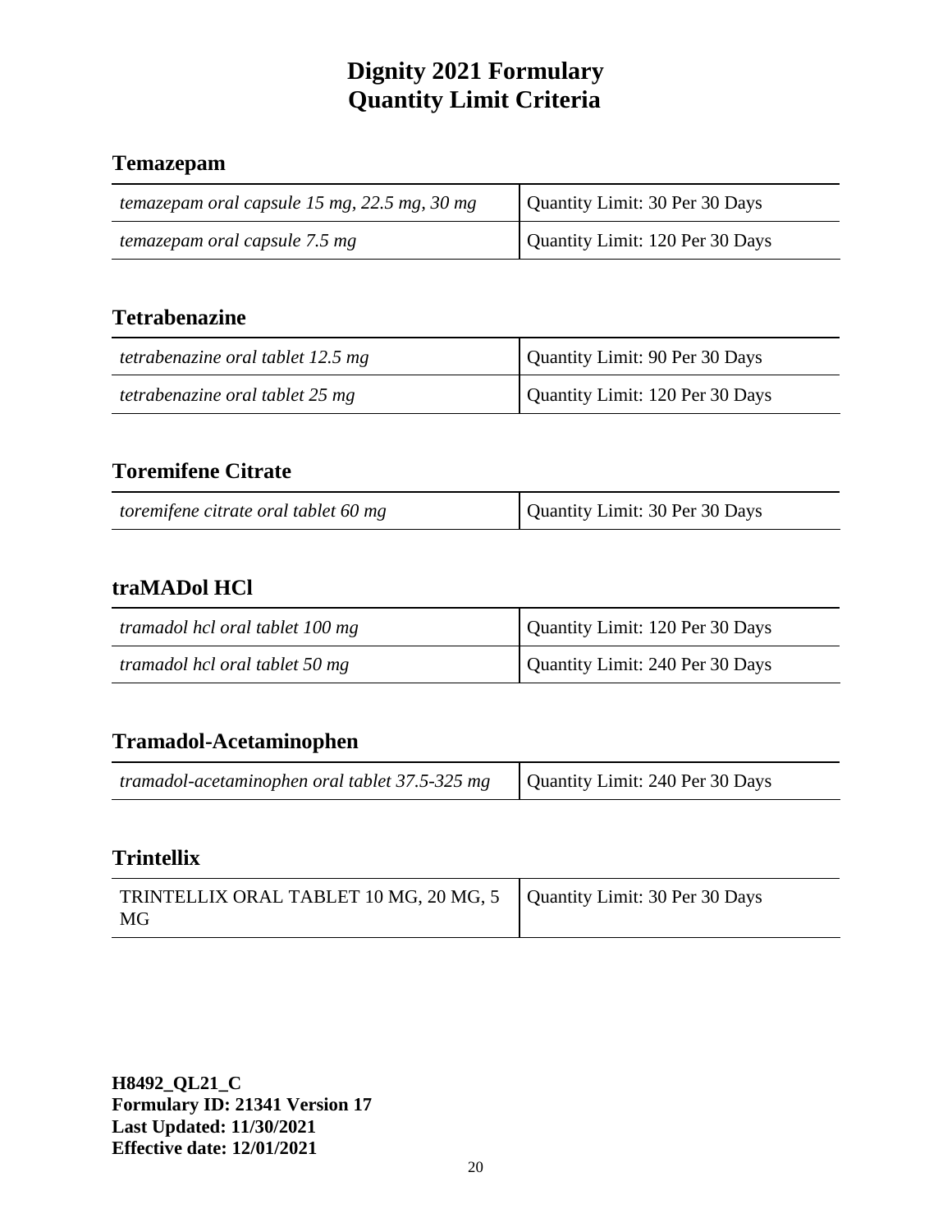# Dignity 2021 Formulary
# Quantity Limit Criteria

## Temazepam

| | |
|---|---|
| *temazepam oral capsule 15 mg, 22.5 mg, 30 mg* | Quantity Limit: 30 Per 30 Days |
| *temazepam oral capsule 7.5 mg* | Quantity Limit: 120 Per 30 Days |

## Tetrabenazine

| | |
|---|---|
| *tetrabenazine oral tablet 12.5 mg* | Quantity Limit: 90 Per 30 Days |
| *tetrabenazine oral tablet 25 mg* | Quantity Limit: 120 Per 30 Days |

## Toremifene Citrate

| | |
|---|---|
| *toremifene citrate oral tablet 60 mg* | Quantity Limit: 30 Per 30 Days |

## traMADol HCl

| | |
|---|---|
| *tramadol hcl oral tablet 100 mg* | Quantity Limit: 120 Per 30 Days |
| *tramadol hcl oral tablet 50 mg* | Quantity Limit: 240 Per 30 Days |

## Tramadol-Acetaminophen

| | |
|---|---|
| *tramadol-acetaminophen oral tablet 37.5-325 mg* | Quantity Limit: 240 Per 30 Days |

## Trintellix

| | |
|---|---|
| TRINTELLIX ORAL TABLET 10 MG, 20 MG, 5 MG | Quantity Limit: 30 Per 30 Days |

**H8492_QL21_C**
**Formulary ID: 21341 Version 17**
**Last Updated: 11/30/2021**
**Effective date: 12/01/2021**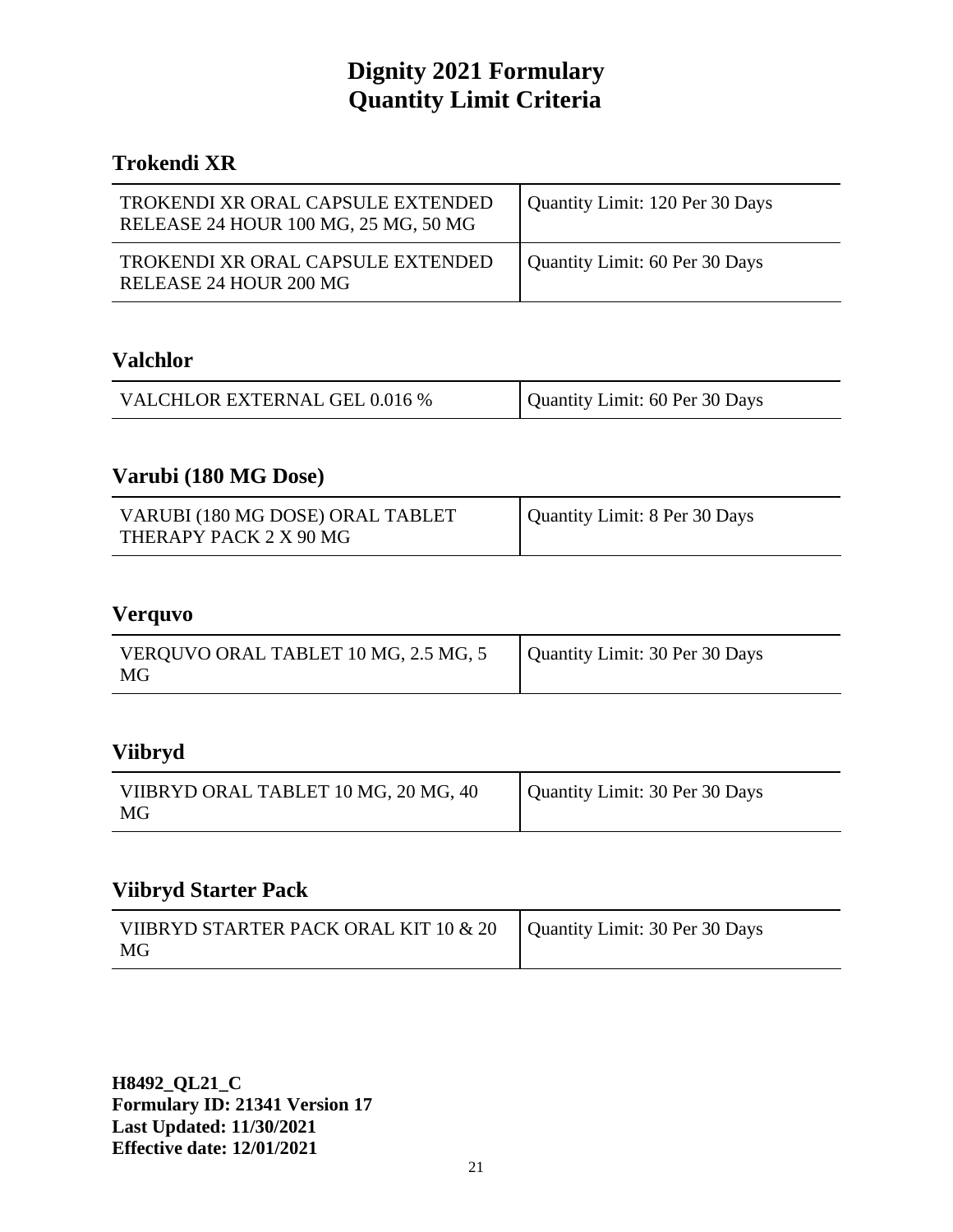# Dignity 2021 Formulary
# Quantity Limit Criteria

## Trokendi XR

| | |
|---|---|
| TROKENDI XR ORAL CAPSULE EXTENDED RELEASE 24 HOUR 100 MG, 25 MG, 50 MG | Quantity Limit: 120 Per 30 Days |
| TROKENDI XR ORAL CAPSULE EXTENDED RELEASE 24 HOUR 200 MG | Quantity Limit: 60 Per 30 Days |

## Valchlor

| | |
|---|---|
| VALCHLOR EXTERNAL GEL 0.016 % | Quantity Limit: 60 Per 30 Days |

## Varubi (180 MG Dose)

| | |
|---|---|
| VARUBI (180 MG DOSE) ORAL TABLET THERAPY PACK 2 X 90 MG | Quantity Limit: 8 Per 30 Days |

## Verquvo

| | |
|---|---|
| VERQUVO ORAL TABLET 10 MG, 2.5 MG, 5 MG | Quantity Limit: 30 Per 30 Days |

## Viibryd

| | |
|---|---|
| VIIBRYD ORAL TABLET 10 MG, 20 MG, 40 MG | Quantity Limit: 30 Per 30 Days |

## Viibryd Starter Pack

| | |
|---|---|
| VIIBRYD STARTER PACK ORAL KIT 10 & 20 MG | Quantity Limit: 30 Per 30 Days |

**H8492_QL21_C**
**Formulary ID: 21341 Version 17**
**Last Updated: 11/30/2021**
**Effective date: 12/01/2021**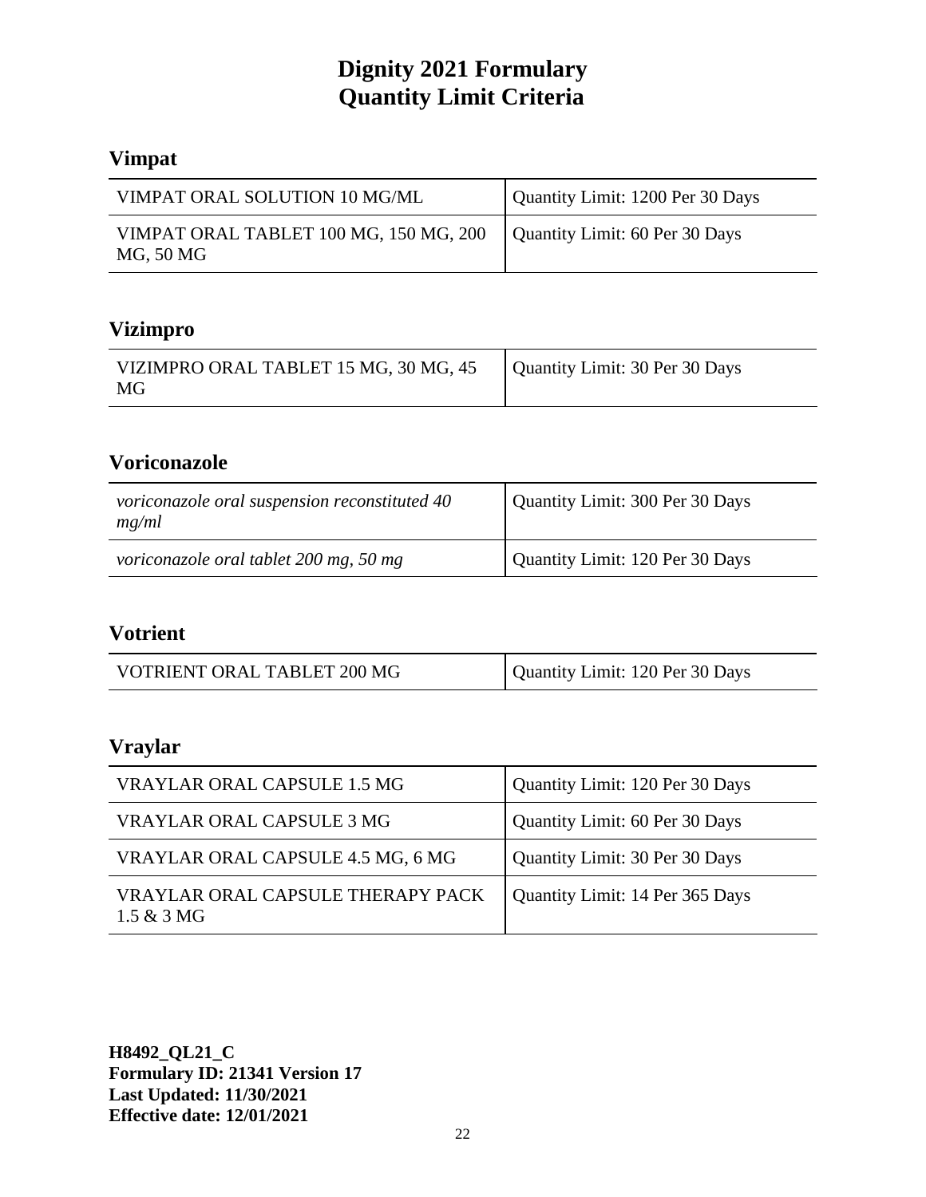# Dignity 2021 Formulary
# Quantity Limit Criteria

## Vimpat

| | |
|---|---|
| VIMPAT ORAL SOLUTION 10 MG/ML | Quantity Limit: 1200 Per 30 Days |
| VIMPAT ORAL TABLET 100 MG, 150 MG, 200 MG, 50 MG | Quantity Limit: 60 Per 30 Days |

## Vizimpro

| | |
|---|---|
| VIZIMPRO ORAL TABLET 15 MG, 30 MG, 45 MG | Quantity Limit: 30 Per 30 Days |

## Voriconazole

| | |
|---|---|
| *voriconazole oral suspension reconstituted 40 mg/ml* | Quantity Limit: 300 Per 30 Days |
| *voriconazole oral tablet 200 mg, 50 mg* | Quantity Limit: 120 Per 30 Days |

## Votrient

| | |
|---|---|
| VOTRIENT ORAL TABLET 200 MG | Quantity Limit: 120 Per 30 Days |

## Vraylar

| | |
|---|---|
| VRAYLAR ORAL CAPSULE 1.5 MG | Quantity Limit: 120 Per 30 Days |
| VRAYLAR ORAL CAPSULE 3 MG | Quantity Limit: 60 Per 30 Days |
| VRAYLAR ORAL CAPSULE 4.5 MG, 6 MG | Quantity Limit: 30 Per 30 Days |
| VRAYLAR ORAL CAPSULE THERAPY PACK 1.5 & 3 MG | Quantity Limit: 14 Per 365 Days |

**H8492_QL21_C**
**Formulary ID: 21341 Version 17**
**Last Updated: 11/30/2021**
**Effective date: 12/01/2021**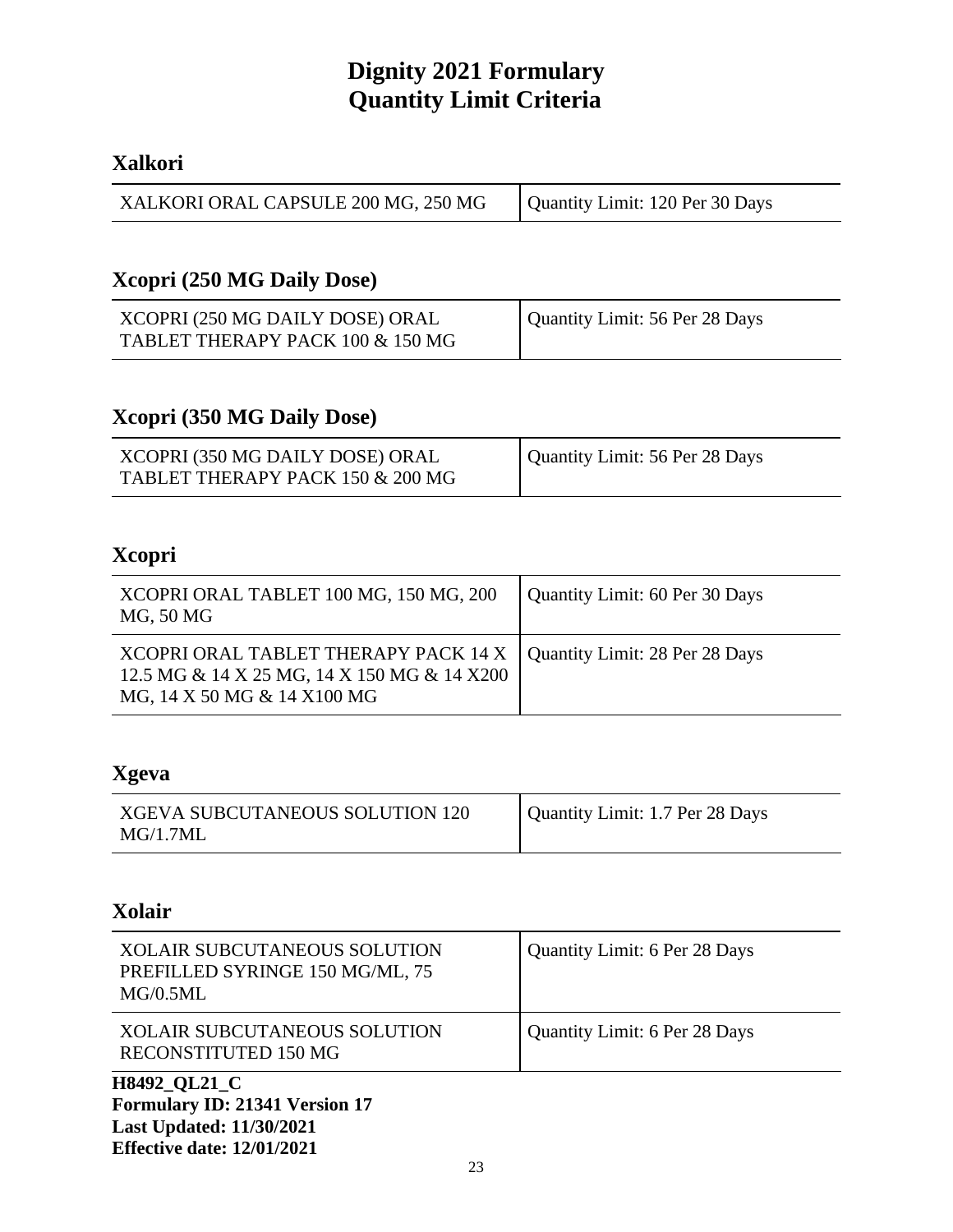# Dignity 2021 Formulary
# Quantity Limit Criteria

## Xalkori

| | |
|---|---|
| XALKORI ORAL CAPSULE 200 MG, 250 MG | Quantity Limit: 120 Per 30 Days |

## Xcopri (250 MG Daily Dose)

| | |
|---|---|
| XCOPRI (250 MG DAILY DOSE) ORAL TABLET THERAPY PACK 100 & 150 MG | Quantity Limit: 56 Per 28 Days |

## Xcopri (350 MG Daily Dose)

| | |
|---|---|
| XCOPRI (350 MG DAILY DOSE) ORAL TABLET THERAPY PACK 150 & 200 MG | Quantity Limit: 56 Per 28 Days |

## Xcopri

| | |
|---|---|
| XCOPRI ORAL TABLET 100 MG, 150 MG, 200 MG, 50 MG | Quantity Limit: 60 Per 30 Days |
| XCOPRI ORAL TABLET THERAPY PACK 14 X 12.5 MG & 14 X 25 MG, 14 X 150 MG & 14 X200 MG, 14 X 50 MG & 14 X100 MG | Quantity Limit: 28 Per 28 Days |

## Xgeva

| | |
|---|---|
| XGEVA SUBCUTANEOUS SOLUTION 120 MG/1.7ML | Quantity Limit: 1.7 Per 28 Days |

## Xolair

| | |
|---|---|
| XOLAIR SUBCUTANEOUS SOLUTION PREFILLED SYRINGE 150 MG/ML, 75 MG/0.5ML | Quantity Limit: 6 Per 28 Days |
| XOLAIR SUBCUTANEOUS SOLUTION RECONSTITUTED 150 MG | Quantity Limit: 6 Per 28 Days |

**H8492_QL21_C**
**Formulary ID: 21341 Version 17**
**Last Updated: 11/30/2021**
**Effective date: 12/01/2021**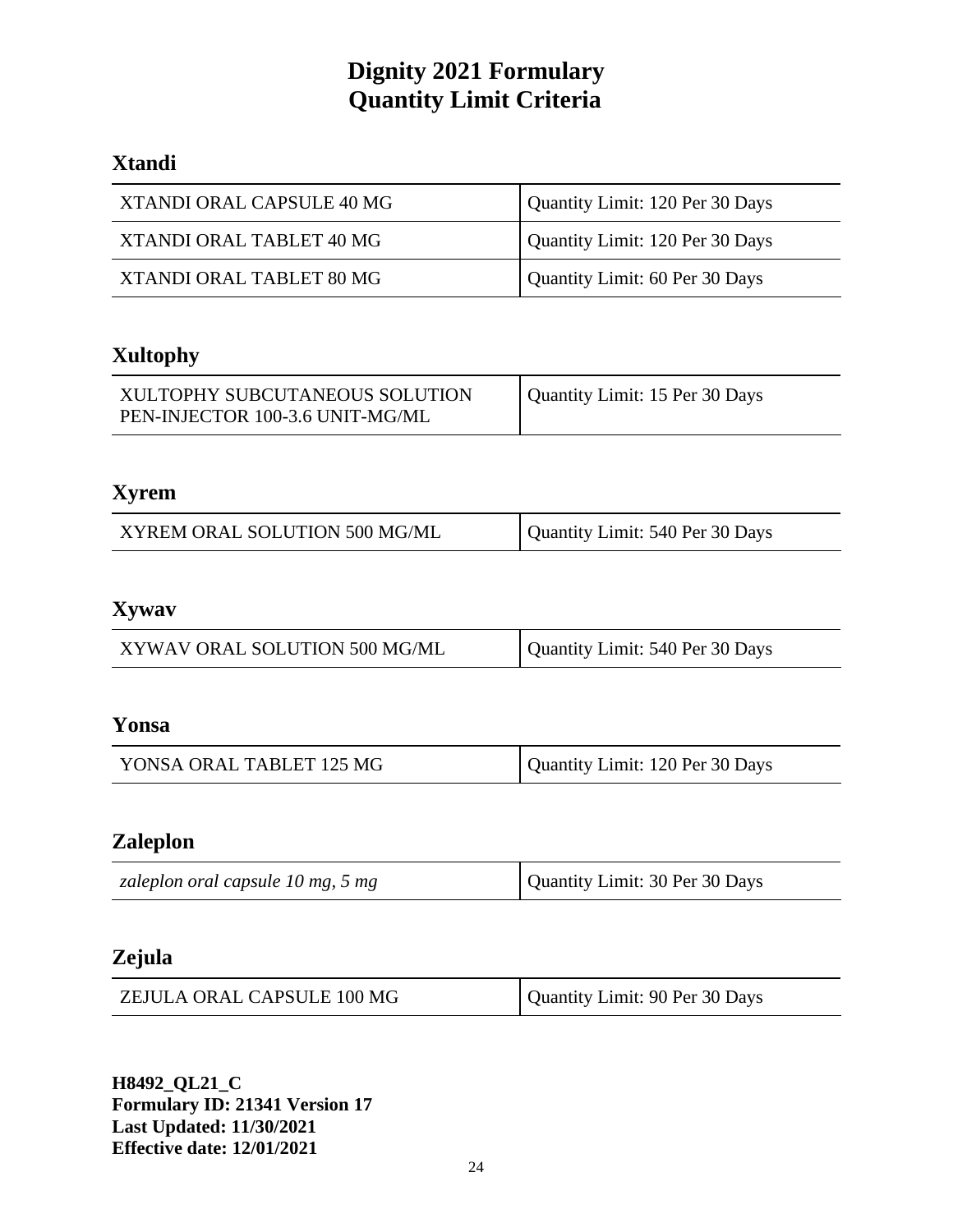# Dignity 2021 Formulary
# Quantity Limit Criteria

## Xtandi

| | |
|---|---|
| XTANDI ORAL CAPSULE 40 MG | Quantity Limit: 120 Per 30 Days |
| XTANDI ORAL TABLET 40 MG | Quantity Limit: 120 Per 30 Days |
| XTANDI ORAL TABLET 80 MG | Quantity Limit: 60 Per 30 Days |

## Xultophy

| | |
|---|---|
| XULTOPHY SUBCUTANEOUS SOLUTION PEN-INJECTOR 100-3.6 UNIT-MG/ML | Quantity Limit: 15 Per 30 Days |

## Xyrem

| | |
|---|---|
| XYREM ORAL SOLUTION 500 MG/ML | Quantity Limit: 540 Per 30 Days |

## Xywav

| | |
|---|---|
| XYWAV ORAL SOLUTION 500 MG/ML | Quantity Limit: 540 Per 30 Days |

## Yonsa

| | |
|---|---|
| YONSA ORAL TABLET 125 MG | Quantity Limit: 120 Per 30 Days |

## Zaleplon

| | |
|---|---|
| *zaleplon oral capsule 10 mg, 5 mg* | Quantity Limit: 30 Per 30 Days |

## Zejula

| | |
|---|---|
| ZEJULA ORAL CAPSULE 100 MG | Quantity Limit: 90 Per 30 Days |

**H8492_QL21_C**
**Formulary ID: 21341 Version 17**
**Last Updated: 11/30/2021**
**Effective date: 12/01/2021**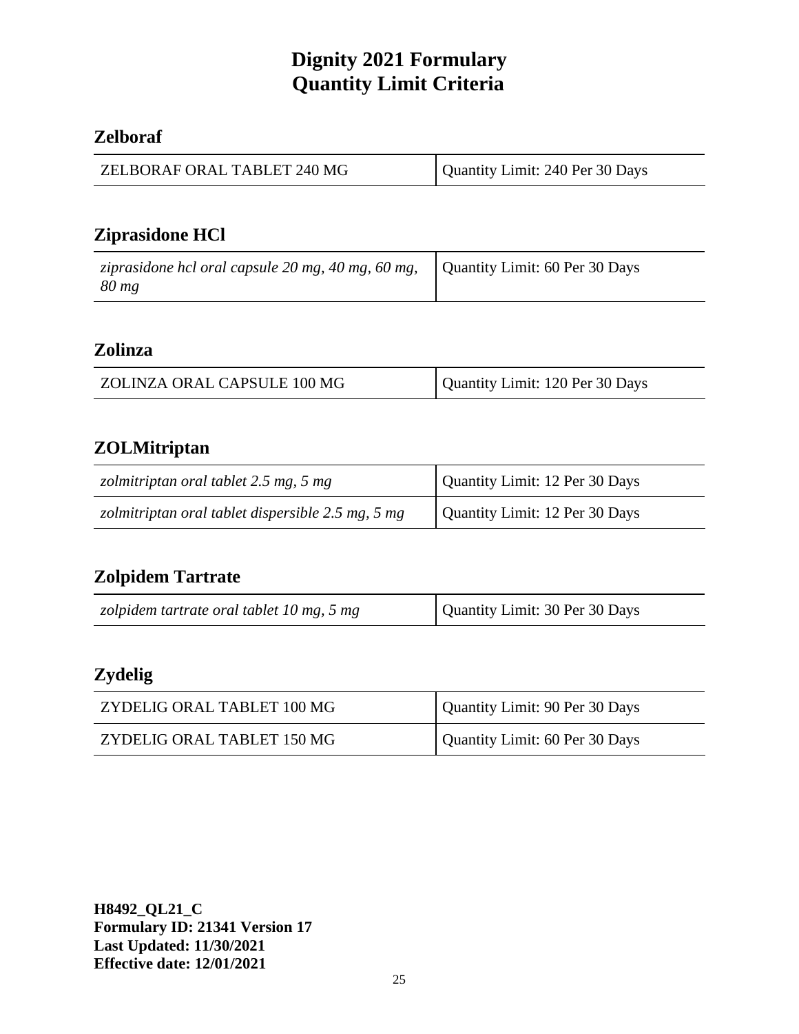# Dignity 2021 Formulary
# Quantity Limit Criteria

## Zelboraf

| ZELBORAF ORAL TABLET 240 MG | Quantity Limit: 240 Per 30 Days |
|---|---|

## Ziprasidone HCl

| *ziprasidone hcl oral capsule 20 mg, 40 mg, 60 mg, 80 mg* | Quantity Limit: 60 Per 30 Days |
|---|---|

## Zolinza

| ZOLINZA ORAL CAPSULE 100 MG | Quantity Limit: 120 Per 30 Days |
|---|---|

## ZOLMitriptan

| *zolmitriptan oral tablet 2.5 mg, 5 mg* | Quantity Limit: 12 Per 30 Days |
|---|---|
| *zolmitriptan oral tablet dispersible 2.5 mg, 5 mg* | Quantity Limit: 12 Per 30 Days |

## Zolpidem Tartrate

| *zolpidem tartrate oral tablet 10 mg, 5 mg* | Quantity Limit: 30 Per 30 Days |
|---|---|

## Zydelig

| ZYDELIG ORAL TABLET 100 MG | Quantity Limit: 90 Per 30 Days |
|---|---|
| ZYDELIG ORAL TABLET 150 MG | Quantity Limit: 60 Per 30 Days |

**H8492_QL21_C**
**Formulary ID: 21341 Version 17**
**Last Updated: 11/30/2021**
**Effective date: 12/01/2021**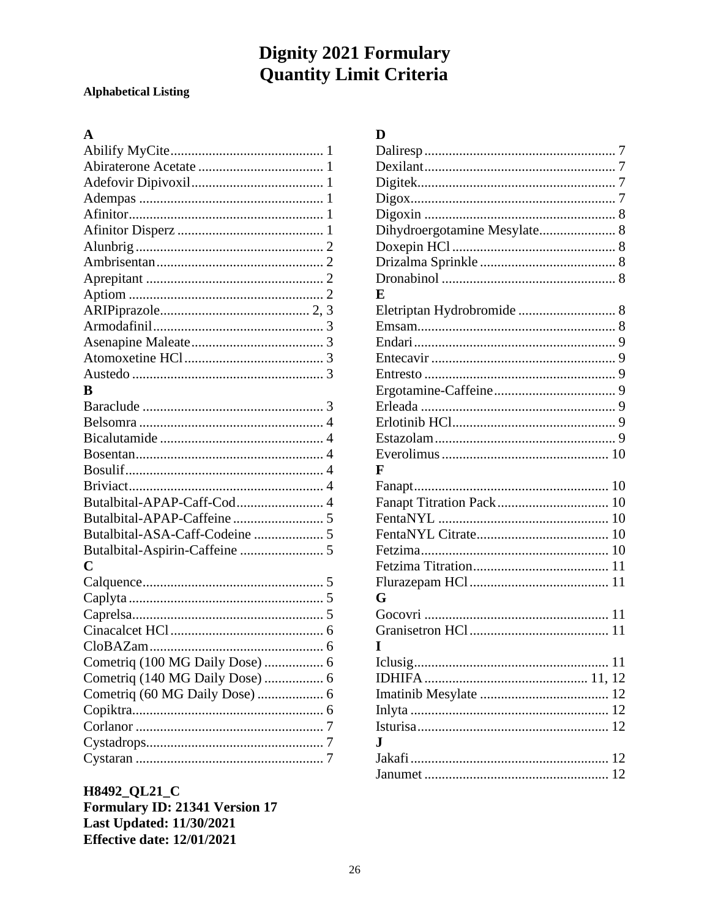# Dignity 2021 Formulary
# Quantity Limit Criteria

**Alphabetical Listing**

**A**

Abilify MyCite ... 1
Abiraterone Acetate ... 1
Adefovir Dipivoxil ... 1
Adempas ... 1
Afinitor ... 1
Afinitor Disperz ... 1
Alunbrig ... 2
Ambrisentan ... 2
Aprepitant ... 2
Aptiom ... 2
ARIPiprazole ... 2, 3
Armodafinil ... 3
Asenapine Maleate ... 3
Atomoxetine HCl ... 3
Austedo ... 3

**B**

Baraclude ... 3
Belsomra ... 4
Bicalutamide ... 4
Bosentan ... 4
Bosulif ... 4
Briviact ... 4
Butalbital-APAP-Caff-Cod ... 4
Butalbital-APAP-Caffeine ... 5
Butalbital-ASA-Caff-Codeine ... 5
Butalbital-Aspirin-Caffeine ... 5

**C**

Calquence ... 5
Caplyta ... 5
Caprelsa ... 5
Cinacalcet HCl ... 6
CloBAZam ... 6
Cometriq (100 MG Daily Dose) ... 6
Cometriq (140 MG Daily Dose) ... 6
Cometriq (60 MG Daily Dose) ... 6
Copiktra ... 6
Corlanor ... 7
Cystadrops ... 7
Cystaran ... 7

**D**

Daliresp ... 7
Dexilant ... 7
Digitek ... 7
Digox ... 7
Digoxin ... 8
Dihydroergotamine Mesylate ... 8
Doxepin HCl ... 8
Drizalma Sprinkle ... 8
Dronabinol ... 8

**E**

Eletriptan Hydrobromide ... 8
Emsam ... 8
Endari ... 9
Entecavir ... 9
Entresto ... 9
Ergotamine-Caffeine ... 9
Erleada ... 9
Erlotinib HCl ... 9
Estazolam ... 9
Everolimus ... 10

**F**

Fanapt ... 10
Fanapt Titration Pack ... 10
FentaNYL ... 10
FentaNYL Citrate ... 10
Fetzima ... 10
Fetzima Titration ... 11
Flurazepam HCl ... 11

**G**

Gocovri ... 11
Granisetron HCl ... 11

**I**

Iclusig ... 11
IDHIFA ... 11, 12
Imatinib Mesylate ... 12
Inlyta ... 12
Isturisa ... 12

**J**

Jakafi ... 12
Janumet ... 12

**H8492_QL21_C**
**Formulary ID: 21341 Version 17**
**Last Updated: 11/30/2021**
**Effective date: 12/01/2021**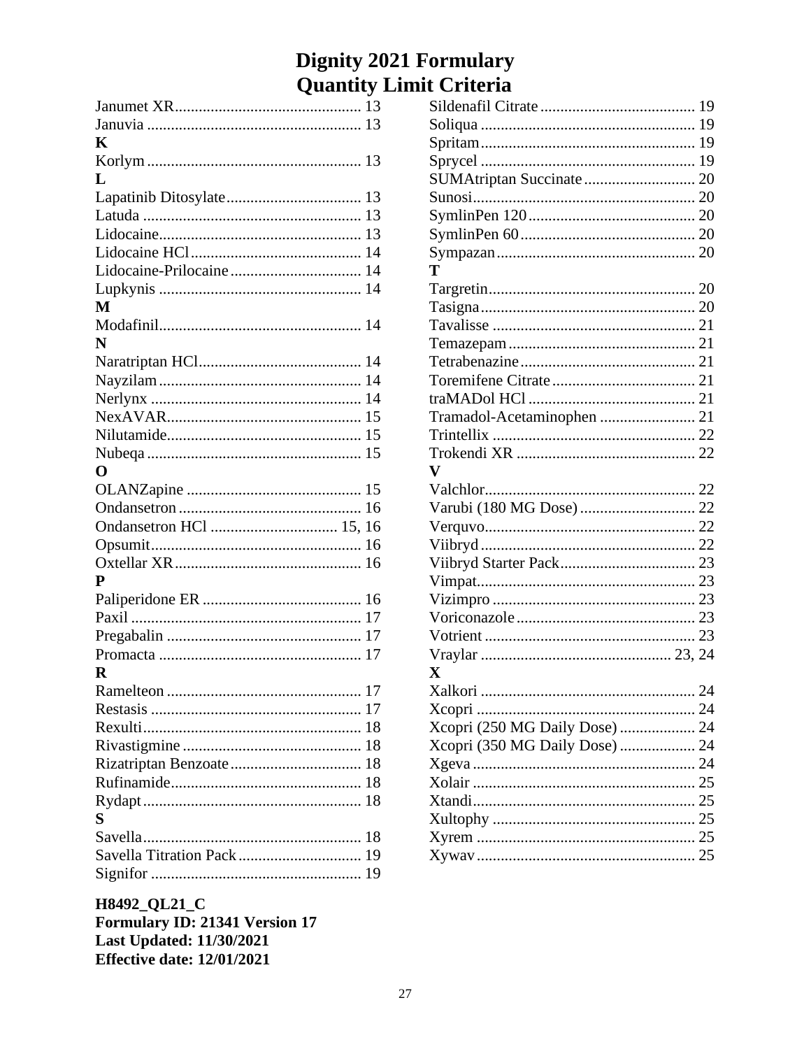# Dignity 2021 Formulary
# Quantity Limit Criteria

Janumet XR ............................................... 13
Januvia ...................................................... 13

**K**

Korlym ...................................................... 13

**L**

Lapatinib Ditosylate .................................. 13
Latuda ....................................................... 13
Lidocaine ................................................... 13
Lidocaine HCl ........................................... 14
Lidocaine-Prilocaine ................................. 14
Lupkynis ................................................... 14

**M**

Modafinil ................................................... 14

**N**

Naratriptan HCl ......................................... 14
Nayzilam ................................................... 14
Nerlynx ..................................................... 14
NexAVAR .................................................. 15
Nilutamide ................................................. 15
Nubeqa ...................................................... 15

**O**

OLANZapine ............................................ 15
Ondansetron .............................................. 16
Ondansetron HCl ................................ 15, 16
Opsumit ..................................................... 16
Oxtellar XR ............................................... 16

**P**

Paliperidone ER ........................................ 16
Paxil .......................................................... 17
Pregabalin ................................................. 17
Promacta ................................................... 17

**R**

Ramelteon ................................................. 17
Restasis ..................................................... 17
Rexulti ....................................................... 18
Rivastigmine ............................................. 18
Rizatriptan Benzoate ................................. 18
Rufinamide ................................................ 18
Rydapt ....................................................... 18

**S**

Savella ....................................................... 18
Savella Titration Pack ............................... 19
Signifor ..................................................... 19
Sildenafil Citrate ....................................... 19
Soliqua ...................................................... 19
Spritam ...................................................... 19
Sprycel ...................................................... 19
SUMAtriptan Succinate ............................ 20
Sunosi ........................................................ 20
SymlinPen 120 .......................................... 20
SymlinPen 60 ............................................ 20
Sympazan .................................................. 20

**T**

Targretin .................................................... 20
Tasigna ...................................................... 20
Tavalisse ................................................... 21
Temazepam ............................................... 21
Tetrabenazine ............................................ 21
Toremifene Citrate .................................... 21
traMADol HCl .......................................... 21
Tramadol-Acetaminophen ........................ 21
Trintellix ................................................... 22
Trokendi XR ............................................. 22

**V**

Valchlor ..................................................... 22
Varubi (180 MG Dose) ............................. 22
Verquvo ..................................................... 22
Viibryd ...................................................... 22
Viibryd Starter Pack .................................. 23
Vimpat ....................................................... 23
Vizimpro ................................................... 23
Voriconazole ............................................. 23
Votrient ..................................................... 23
Vraylar ................................................ 23, 24

**X**

Xalkori ...................................................... 24
Xcopri ....................................................... 24
Xcopri (250 MG Daily Dose) ................... 24
Xcopri (350 MG Daily Dose) ................... 24
Xgeva ........................................................ 24
Xolair ........................................................ 25
Xtandi ........................................................ 25
Xultophy ................................................... 25
Xyrem ....................................................... 25
Xywav ....................................................... 25

**H8492_QL21_C**
**Formulary ID: 21341 Version 17**
**Last Updated: 11/30/2021**
**Effective date: 12/01/2021**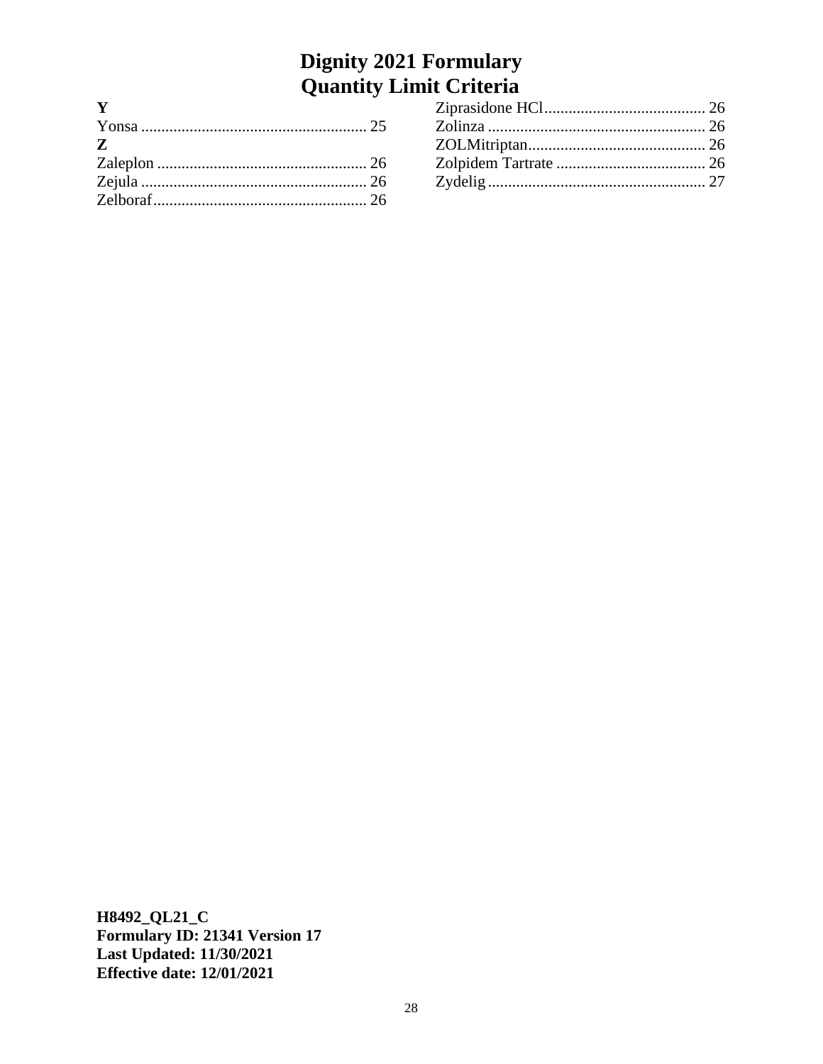# Dignity 2021 Formulary
# Quantity Limit Criteria

**Y**

Yonsa ....................................................... 25

**Z**

Zaleplon .................................................... 26

Zejula ........................................................ 26

Zelboraf..................................................... 26

Ziprasidone HCl........................................ 26

Zolinza ...................................................... 26

ZOLMitriptan............................................ 26

Zolpidem Tartrate ..................................... 26

Zydelig ...................................................... 27

**H8492_QL21_C**
**Formulary ID: 21341 Version 17**
**Last Updated: 11/30/2021**
**Effective date: 12/01/2021**